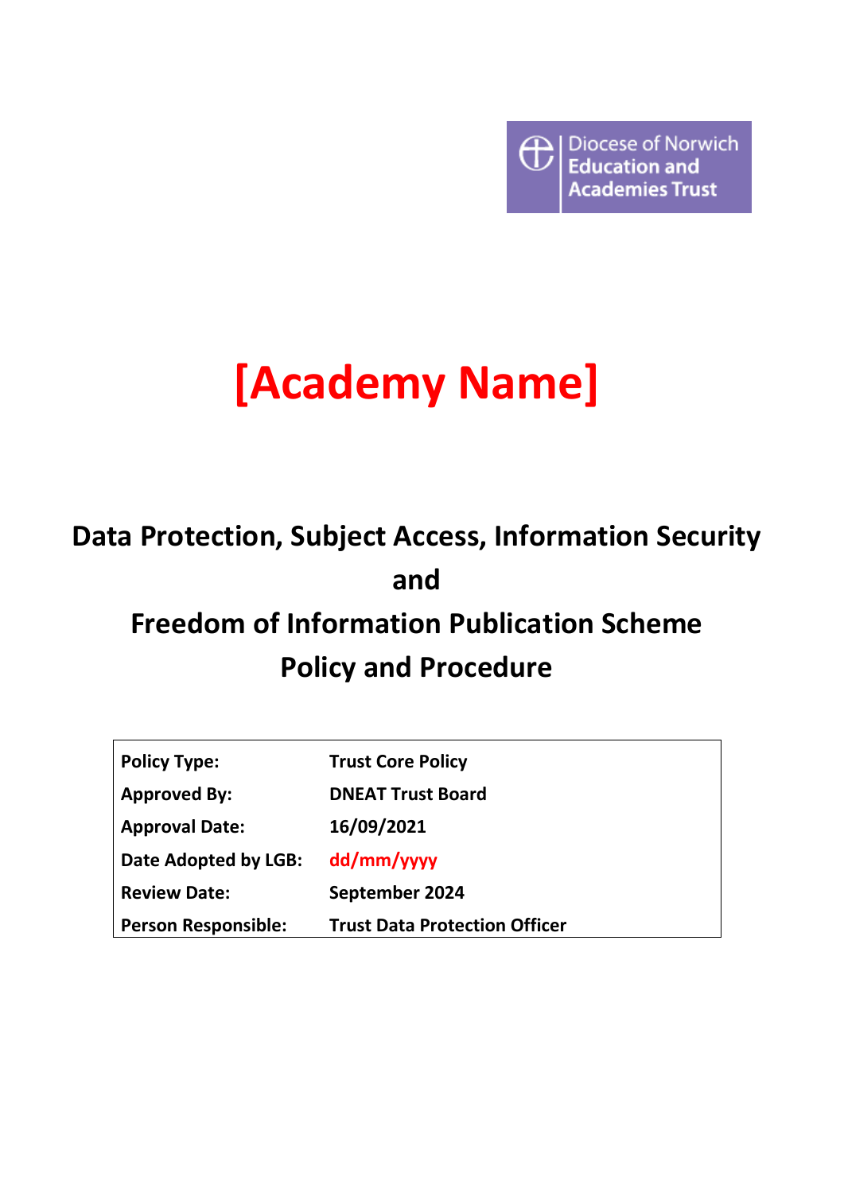Diocese of Norwich Education and Academies Trust

# [Academy Name]

## Data Protection, Subject Access, Information Security and Freedom of Information Publication Scheme Policy and Procedure

| | |
|---|---|
| **Policy Type:** | **Trust Core Policy** |
| **Approved By:** | **DNEAT Trust Board** |
| **Approval Date:** | **16/09/2021** |
| **Date Adopted by LGB:** | **dd/mm/yyyy** |
| **Review Date:** | **September 2024** |
| **Person Responsible:** | **Trust Data Protection Officer** |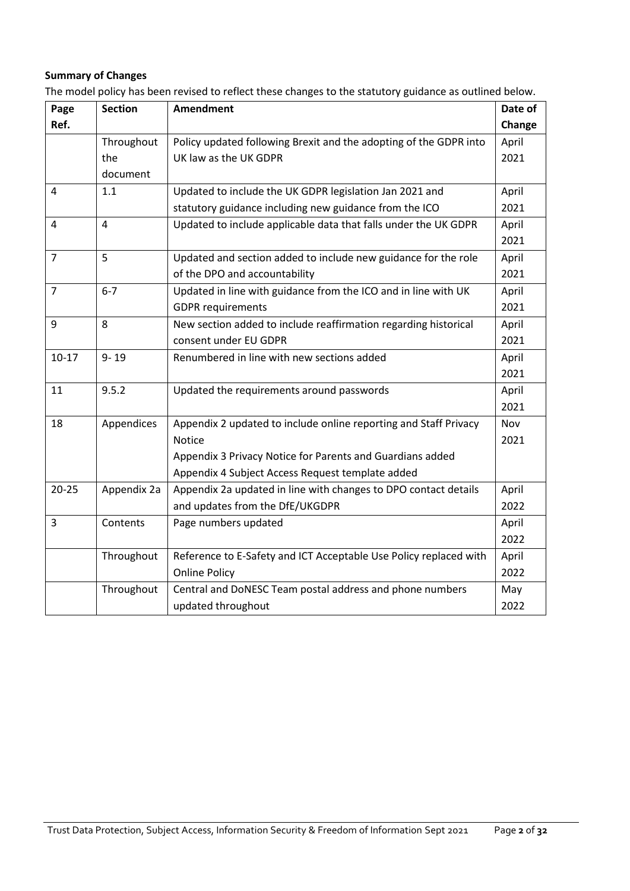**Summary of Changes**

The model policy has been revised to reflect these changes to the statutory guidance as outlined below.

| Page Ref. | Section | Amendment | Date of Change |
|---|---|---|---|
| | Throughout the document | Policy updated following Brexit and the adopting of the GDPR into UK law as the UK GDPR | April 2021 |
| 4 | 1.1 | Updated to include the UK GDPR legislation Jan 2021 and statutory guidance including new guidance from the ICO | April 2021 |
| 4 | 4 | Updated to include applicable data that falls under the UK GDPR | April 2021 |
| 7 | 5 | Updated and section added to include new guidance for the role of the DPO and accountability | April 2021 |
| 7 | 6-7 | Updated in line with guidance from the ICO and in line with UK GDPR requirements | April 2021 |
| 9 | 8 | New section added to include reaffirmation regarding historical consent under EU GDPR | April 2021 |
| 10-17 | 9- 19 | Renumbered in line with new sections added | April 2021 |
| 11 | 9.5.2 | Updated the requirements around passwords | April 2021 |
| 18 | Appendices | Appendix 2 updated to include online reporting and Staff Privacy Notice<br>Appendix 3 Privacy Notice for Parents and Guardians added<br>Appendix 4 Subject Access Request template added | Nov 2021 |
| 20-25 | Appendix 2a | Appendix 2a updated in line with changes to DPO contact details and updates from the DfE/UKGDPR | April 2022 |
| 3 | Contents | Page numbers updated | April 2022 |
| | Throughout | Reference to E-Safety and ICT Acceptable Use Policy replaced with Online Policy | April 2022 |
| | Throughout | Central and DoNESC Team postal address and phone numbers updated throughout | May 2022 |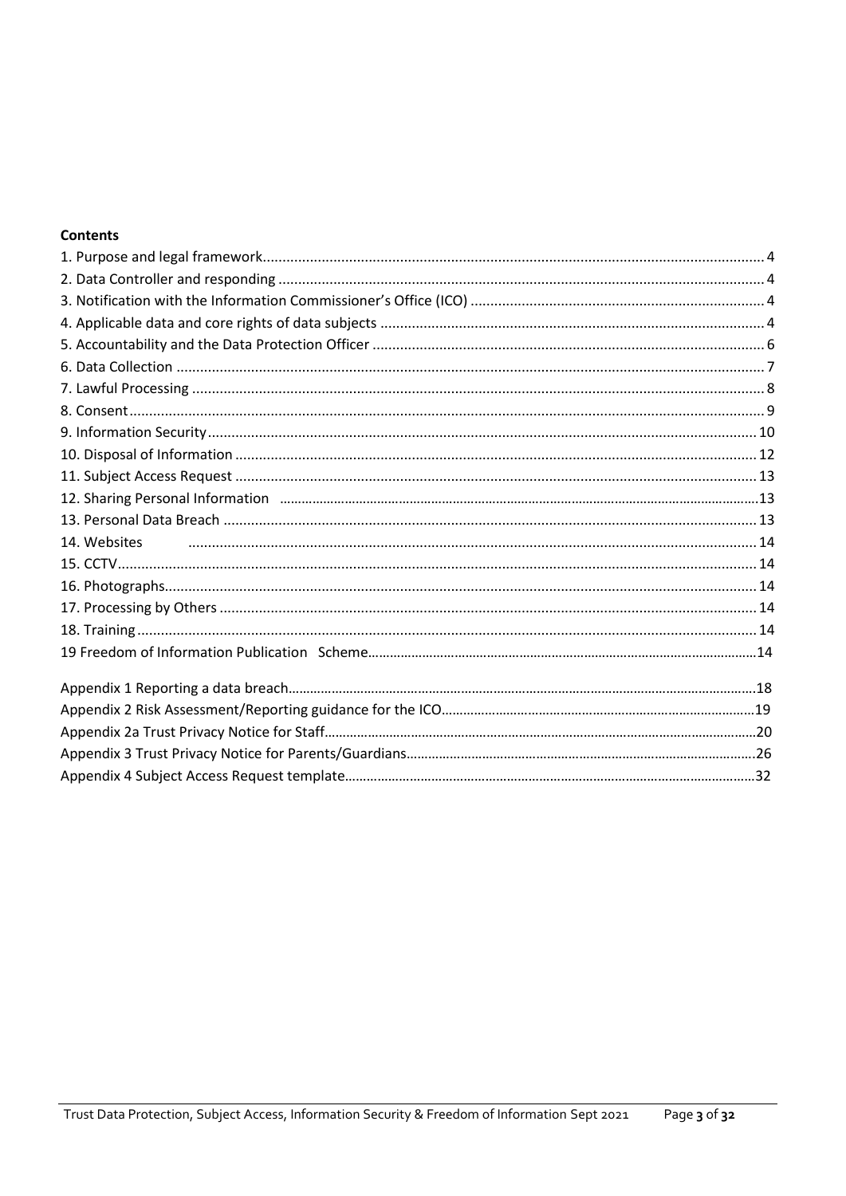**Contents**

1. Purpose and legal framework.............................................................................................................................. 4
2. Data Controller and responding .......................................................................................................................... 4
3. Notification with the Information Commissioner's Office (ICO) .......................................................................... 4
4. Applicable data and core rights of data subjects ................................................................................................. 4
5. Accountability and the Data Protection Officer ................................................................................................... 6
6. Data Collection .................................................................................................................................................... 7
7. Lawful Processing ................................................................................................................................................ 8
8. Consent................................................................................................................................................................ 9
9. Information Security........................................................................................................................................... 10
10. Disposal of Information .................................................................................................................................... 12
11. Subject Access Request .................................................................................................................................... 13
12. Sharing Personal Information ..........................................................................................................................13
13. Personal Data Breach ....................................................................................................................................... 13
14. Websites ......................................................................................................................................................... 14
15. CCTV.................................................................................................................................................................. 14
16. Photographs...................................................................................................................................................... 14
17. Processing by Others ........................................................................................................................................ 14
18. Training............................................................................................................................................................. 14
19 Freedom of Information Publication Scheme..........................................................................................................14

Appendix 1 Reporting a data breach..............................................................................................................................18
Appendix 2 Risk Assessment/Reporting guidance for the ICO......................................................................................19
Appendix 2a Trust Privacy Notice for Staff.....................................................................................................................20
Appendix 3 Trust Privacy Notice for Parents/Guardians................................................................................................26
Appendix 4 Subject Access Request template................................................................................................................32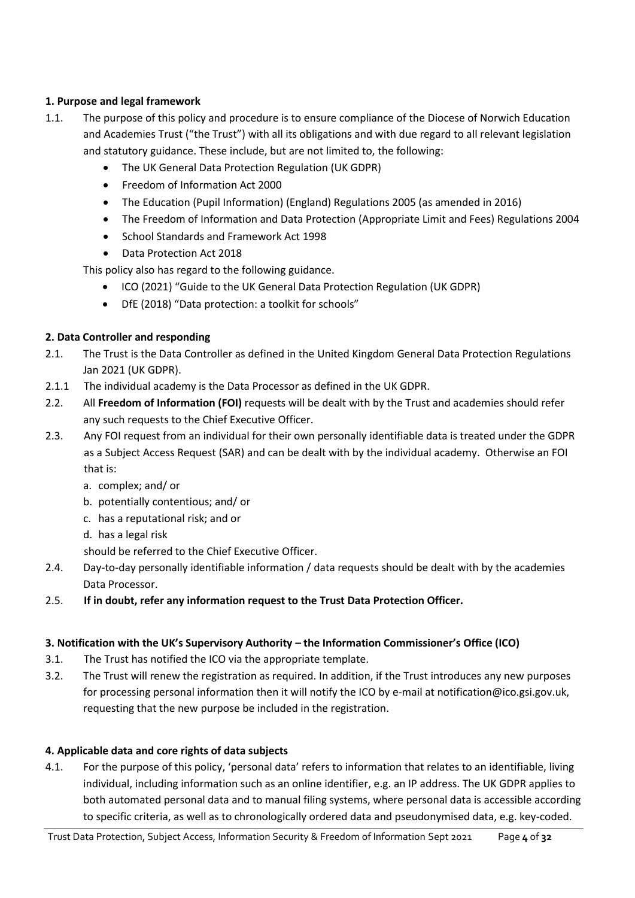**1. Purpose and legal framework**

1.1. The purpose of this policy and procedure is to ensure compliance of the Diocese of Norwich Education and Academies Trust ("the Trust") with all its obligations and with due regard to all relevant legislation and statutory guidance. These include, but are not limited to, the following:

- The UK General Data Protection Regulation (UK GDPR)
- Freedom of Information Act 2000
- The Education (Pupil Information) (England) Regulations 2005 (as amended in 2016)
- The Freedom of Information and Data Protection (Appropriate Limit and Fees) Regulations 2004
- School Standards and Framework Act 1998
- Data Protection Act 2018

This policy also has regard to the following guidance.

- ICO (2021) "Guide to the UK General Data Protection Regulation (UK GDPR)
- DfE (2018) "Data protection: a toolkit for schools"

**2. Data Controller and responding**

2.1. The Trust is the Data Controller as defined in the United Kingdom General Data Protection Regulations Jan 2021 (UK GDPR).

2.1.1 The individual academy is the Data Processor as defined in the UK GDPR.

2.2. All **Freedom of Information (FOI)** requests will be dealt with by the Trust and academies should refer any such requests to the Chief Executive Officer.

2.3. Any FOI request from an individual for their own personally identifiable data is treated under the GDPR as a Subject Access Request (SAR) and can be dealt with by the individual academy. Otherwise an FOI that is:

a. complex; and/ or
b. potentially contentious; and/ or
c. has a reputational risk; and or
d. has a legal risk

should be referred to the Chief Executive Officer.

2.4. Day-to-day personally identifiable information / data requests should be dealt with by the academies Data Processor.

2.5. **If in doubt, refer any information request to the Trust Data Protection Officer.**

**3. Notification with the UK's Supervisory Authority – the Information Commissioner's Office (ICO)**

3.1. The Trust has notified the ICO via the appropriate template.

3.2. The Trust will renew the registration as required. In addition, if the Trust introduces any new purposes for processing personal information then it will notify the ICO by e-mail at notification@ico.gsi.gov.uk, requesting that the new purpose be included in the registration.

**4. Applicable data and core rights of data subjects**

4.1. For the purpose of this policy, 'personal data' refers to information that relates to an identifiable, living individual, including information such as an online identifier, e.g. an IP address. The UK GDPR applies to both automated personal data and to manual filing systems, where personal data is accessible according to specific criteria, as well as to chronologically ordered data and pseudonymised data, e.g. key-coded.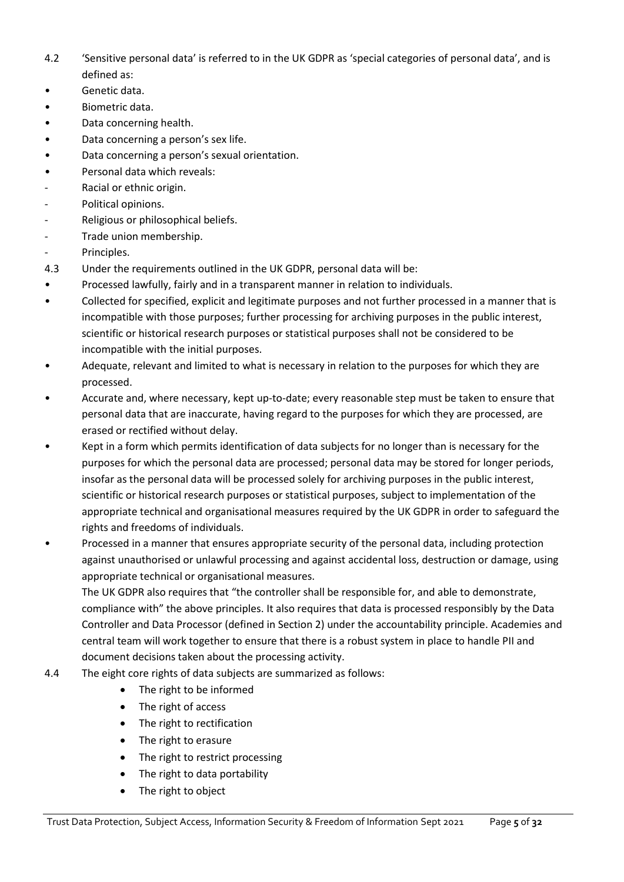4.2 'Sensitive personal data' is referred to in the UK GDPR as 'special categories of personal data', and is defined as:

- Genetic data.
- Biometric data.
- Data concerning health.
- Data concerning a person's sex life.
- Data concerning a person's sexual orientation.
- Personal data which reveals:
  - Racial or ethnic origin.
  - Political opinions.
  - Religious or philosophical beliefs.
  - Trade union membership.
  - Principles.

4.3 Under the requirements outlined in the UK GDPR, personal data will be:

- Processed lawfully, fairly and in a transparent manner in relation to individuals.
- Collected for specified, explicit and legitimate purposes and not further processed in a manner that is incompatible with those purposes; further processing for archiving purposes in the public interest, scientific or historical research purposes or statistical purposes shall not be considered to be incompatible with the initial purposes.
- Adequate, relevant and limited to what is necessary in relation to the purposes for which they are processed.
- Accurate and, where necessary, kept up-to-date; every reasonable step must be taken to ensure that personal data that are inaccurate, having regard to the purposes for which they are processed, are erased or rectified without delay.
- Kept in a form which permits identification of data subjects for no longer than is necessary for the purposes for which the personal data are processed; personal data may be stored for longer periods, insofar as the personal data will be processed solely for archiving purposes in the public interest, scientific or historical research purposes or statistical purposes, subject to implementation of the appropriate technical and organisational measures required by the UK GDPR in order to safeguard the rights and freedoms of individuals.
- Processed in a manner that ensures appropriate security of the personal data, including protection against unauthorised or unlawful processing and against accidental loss, destruction or damage, using appropriate technical or organisational measures.

The UK GDPR also requires that "the controller shall be responsible for, and able to demonstrate, compliance with" the above principles. It also requires that data is processed responsibly by the Data Controller and Data Processor (defined in Section 2) under the accountability principle. Academies and central team will work together to ensure that there is a robust system in place to handle PII and document decisions taken about the processing activity.

4.4 The eight core rights of data subjects are summarized as follows:

- The right to be informed
- The right of access
- The right to rectification
- The right to erasure
- The right to restrict processing
- The right to data portability
- The right to object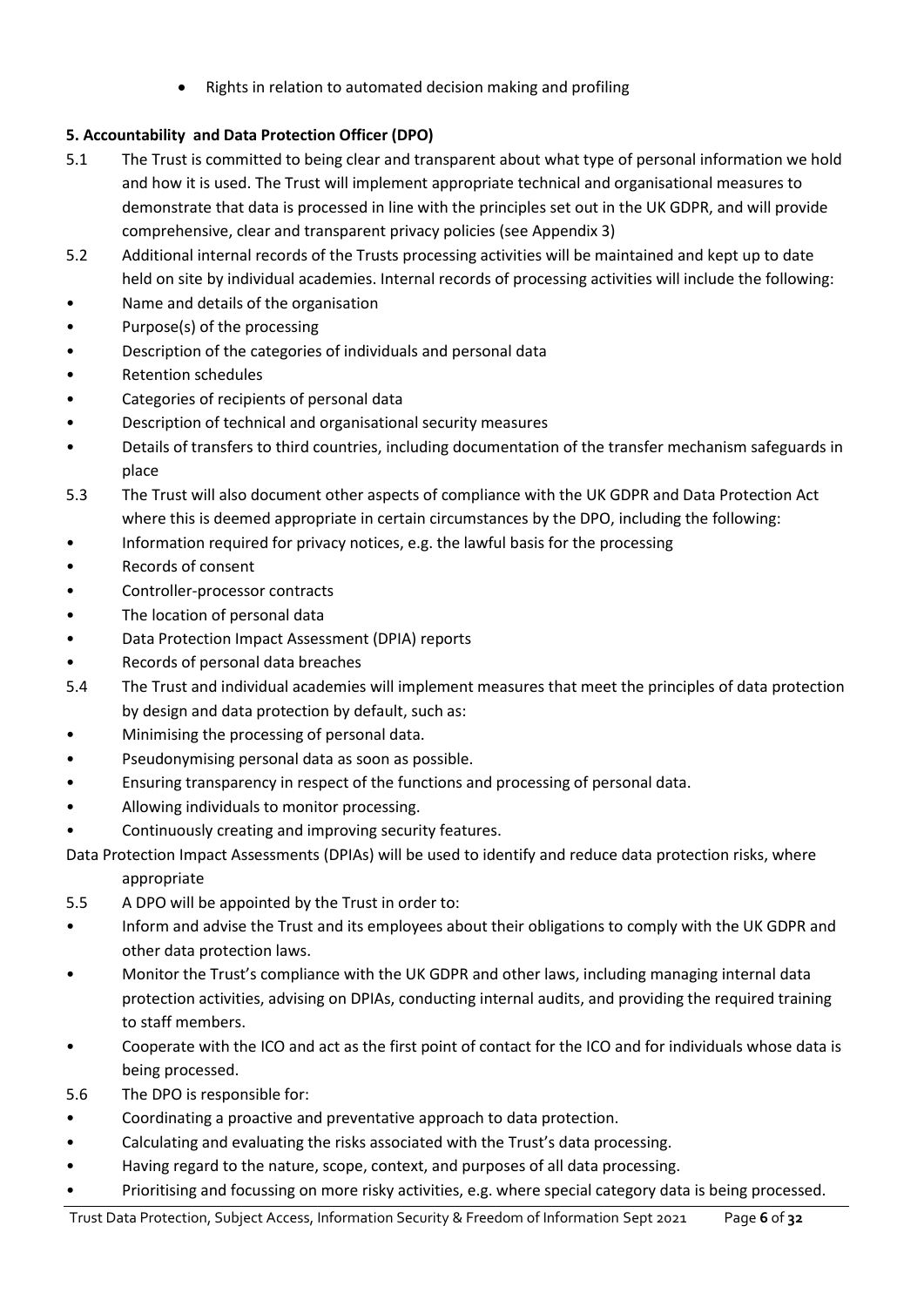- Rights in relation to automated decision making and profiling

**5. Accountability and Data Protection Officer (DPO)**

5.1 The Trust is committed to being clear and transparent about what type of personal information we hold and how it is used. The Trust will implement appropriate technical and organisational measures to demonstrate that data is processed in line with the principles set out in the UK GDPR, and will provide comprehensive, clear and transparent privacy policies (see Appendix 3)

5.2 Additional internal records of the Trusts processing activities will be maintained and kept up to date held on site by individual academies. Internal records of processing activities will include the following:

- Name and details of the organisation
- Purpose(s) of the processing
- Description of the categories of individuals and personal data
- Retention schedules
- Categories of recipients of personal data
- Description of technical and organisational security measures
- Details of transfers to third countries, including documentation of the transfer mechanism safeguards in place

5.3 The Trust will also document other aspects of compliance with the UK GDPR and Data Protection Act where this is deemed appropriate in certain circumstances by the DPO, including the following:

- Information required for privacy notices, e.g. the lawful basis for the processing
- Records of consent
- Controller-processor contracts
- The location of personal data
- Data Protection Impact Assessment (DPIA) reports
- Records of personal data breaches

5.4 The Trust and individual academies will implement measures that meet the principles of data protection by design and data protection by default, such as:

- Minimising the processing of personal data.
- Pseudonymising personal data as soon as possible.
- Ensuring transparency in respect of the functions and processing of personal data.
- Allowing individuals to monitor processing.
- Continuously creating and improving security features.

Data Protection Impact Assessments (DPIAs) will be used to identify and reduce data protection risks, where appropriate

5.5 A DPO will be appointed by the Trust in order to:

- Inform and advise the Trust and its employees about their obligations to comply with the UK GDPR and other data protection laws.
- Monitor the Trust's compliance with the UK GDPR and other laws, including managing internal data protection activities, advising on DPIAs, conducting internal audits, and providing the required training to staff members.
- Cooperate with the ICO and act as the first point of contact for the ICO and for individuals whose data is being processed.

5.6 The DPO is responsible for:

- Coordinating a proactive and preventative approach to data protection.
- Calculating and evaluating the risks associated with the Trust's data processing.
- Having regard to the nature, scope, context, and purposes of all data processing.
- Prioritising and focussing on more risky activities, e.g. where special category data is being processed.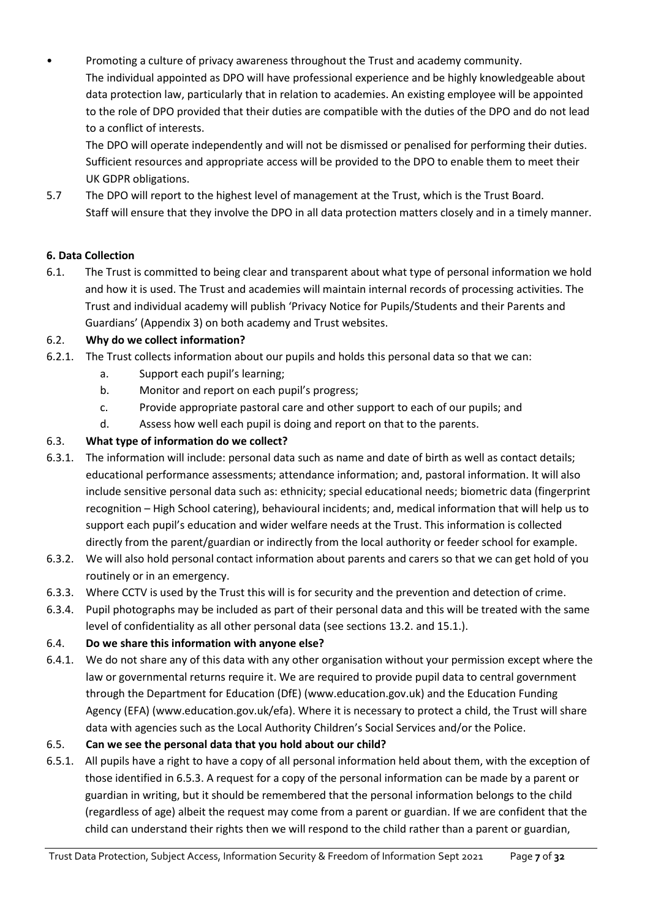- Promoting a culture of privacy awareness throughout the Trust and academy community.

  The individual appointed as DPO will have professional experience and be highly knowledgeable about data protection law, particularly that in relation to academies. An existing employee will be appointed to the role of DPO provided that their duties are compatible with the duties of the DPO and do not lead to a conflict of interests.

  The DPO will operate independently and will not be dismissed or penalised for performing their duties. Sufficient resources and appropriate access will be provided to the DPO to enable them to meet their UK GDPR obligations.

5.7 The DPO will report to the highest level of management at the Trust, which is the Trust Board. Staff will ensure that they involve the DPO in all data protection matters closely and in a timely manner.

**6. Data Collection**

6.1. The Trust is committed to being clear and transparent about what type of personal information we hold and how it is used. The Trust and academies will maintain internal records of processing activities. The Trust and individual academy will publish 'Privacy Notice for Pupils/Students and their Parents and Guardians' (Appendix 3) on both academy and Trust websites.

6.2. **Why do we collect information?**

6.2.1. The Trust collects information about our pupils and holds this personal data so that we can:

a. Support each pupil's learning;
b. Monitor and report on each pupil's progress;
c. Provide appropriate pastoral care and other support to each of our pupils; and
d. Assess how well each pupil is doing and report on that to the parents.

6.3. **What type of information do we collect?**

6.3.1. The information will include: personal data such as name and date of birth as well as contact details; educational performance assessments; attendance information; and, pastoral information. It will also include sensitive personal data such as: ethnicity; special educational needs; biometric data (fingerprint recognition – High School catering), behavioural incidents; and, medical information that will help us to support each pupil's education and wider welfare needs at the Trust. This information is collected directly from the parent/guardian or indirectly from the local authority or feeder school for example.

6.3.2. We will also hold personal contact information about parents and carers so that we can get hold of you routinely or in an emergency.

6.3.3. Where CCTV is used by the Trust this will is for security and the prevention and detection of crime.

6.3.4. Pupil photographs may be included as part of their personal data and this will be treated with the same level of confidentiality as all other personal data (see sections 13.2. and 15.1.).

6.4. **Do we share this information with anyone else?**

6.4.1. We do not share any of this data with any other organisation without your permission except where the law or governmental returns require it. We are required to provide pupil data to central government through the Department for Education (DfE) (www.education.gov.uk) and the Education Funding Agency (EFA) (www.education.gov.uk/efa). Where it is necessary to protect a child, the Trust will share data with agencies such as the Local Authority Children's Social Services and/or the Police.

6.5. **Can we see the personal data that you hold about our child?**

6.5.1. All pupils have a right to have a copy of all personal information held about them, with the exception of those identified in 6.5.3. A request for a copy of the personal information can be made by a parent or guardian in writing, but it should be remembered that the personal information belongs to the child (regardless of age) albeit the request may come from a parent or guardian. If we are confident that the child can understand their rights then we will respond to the child rather than a parent or guardian,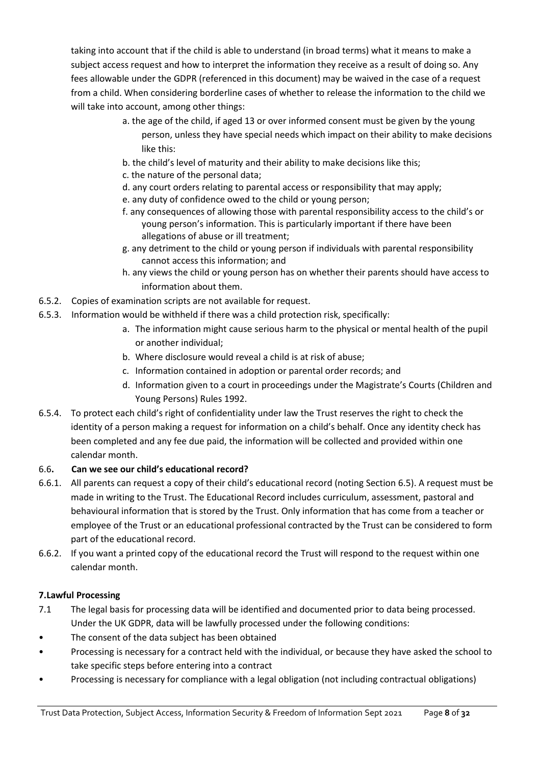taking into account that if the child is able to understand (in broad terms) what it means to make a subject access request and how to interpret the information they receive as a result of doing so. Any fees allowable under the GDPR (referenced in this document) may be waived in the case of a request from a child. When considering borderline cases of whether to release the information to the child we will take into account, among other things:

a. the age of the child, if aged 13 or over informed consent must be given by the young person, unless they have special needs which impact on their ability to make decisions like this:
b. the child's level of maturity and their ability to make decisions like this;
c. the nature of the personal data;
d. any court orders relating to parental access or responsibility that may apply;
e. any duty of confidence owed to the child or young person;
f. any consequences of allowing those with parental responsibility access to the child's or young person's information. This is particularly important if there have been allegations of abuse or ill treatment;
g. any detriment to the child or young person if individuals with parental responsibility cannot access this information; and
h. any views the child or young person has on whether their parents should have access to information about them.

6.5.2. Copies of examination scripts are not available for request.

6.5.3. Information would be withheld if there was a child protection risk, specifically:

a. The information might cause serious harm to the physical or mental health of the pupil or another individual;
b. Where disclosure would reveal a child is at risk of abuse;
c. Information contained in adoption or parental order records; and
d. Information given to a court in proceedings under the Magistrate's Courts (Children and Young Persons) Rules 1992.

6.5.4. To protect each child's right of confidentiality under law the Trust reserves the right to check the identity of a person making a request for information on a child's behalf. Once any identity check has been completed and any fee due paid, the information will be collected and provided within one calendar month.

6.6**. Can we see our child's educational record?**

6.6.1. All parents can request a copy of their child's educational record (noting Section 6.5). A request must be made in writing to the Trust. The Educational Record includes curriculum, assessment, pastoral and behavioural information that is stored by the Trust. Only information that has come from a teacher or employee of the Trust or an educational professional contracted by the Trust can be considered to form part of the educational record.

6.6.2. If you want a printed copy of the educational record the Trust will respond to the request within one calendar month.

**7.Lawful Processing**

7.1 The legal basis for processing data will be identified and documented prior to data being processed. Under the UK GDPR, data will be lawfully processed under the following conditions:

- The consent of the data subject has been obtained
- Processing is necessary for a contract held with the individual, or because they have asked the school to take specific steps before entering into a contract
- Processing is necessary for compliance with a legal obligation (not including contractual obligations)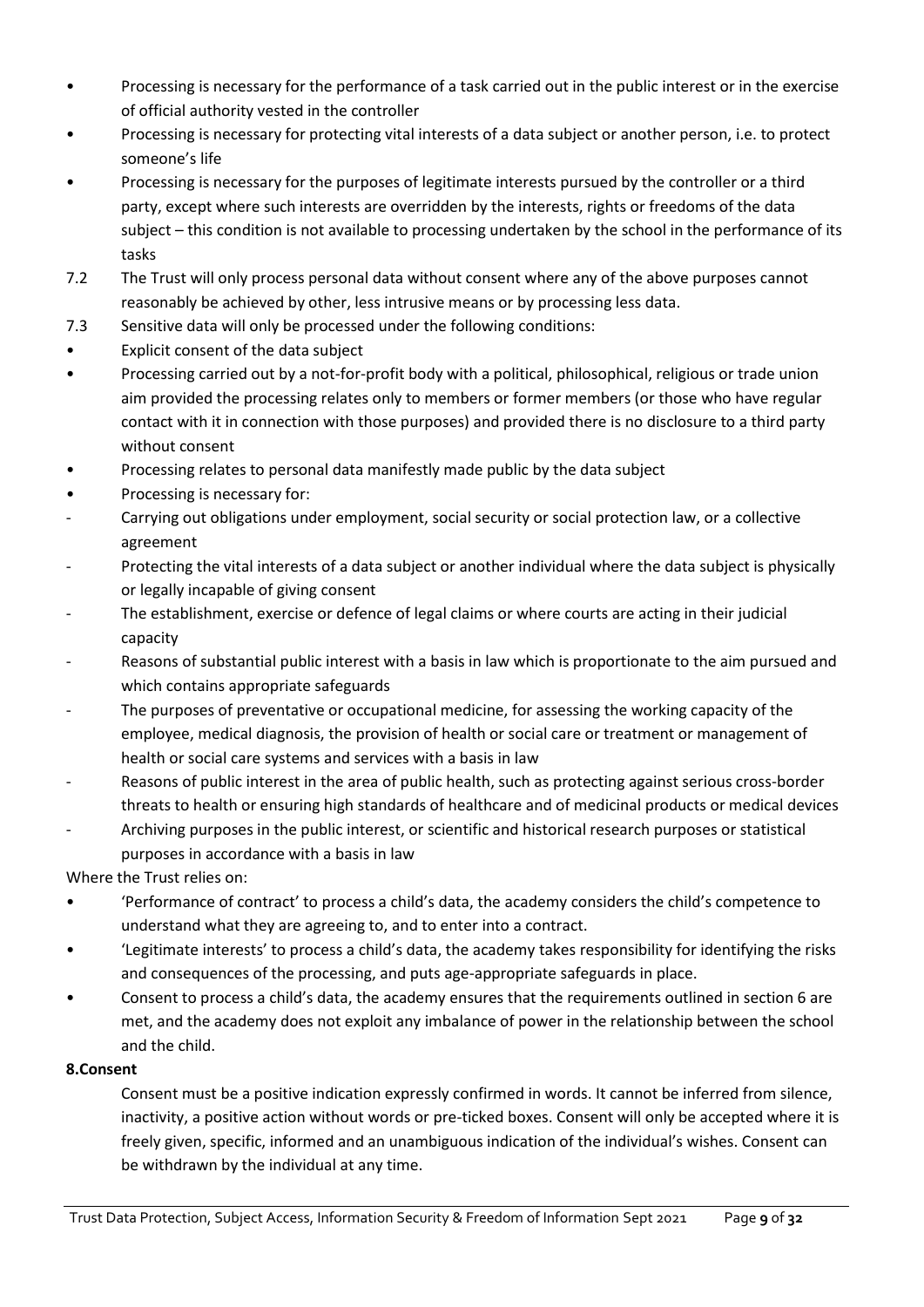- Processing is necessary for the performance of a task carried out in the public interest or in the exercise of official authority vested in the controller
- Processing is necessary for protecting vital interests of a data subject or another person, i.e. to protect someone's life
- Processing is necessary for the purposes of legitimate interests pursued by the controller or a third party, except where such interests are overridden by the interests, rights or freedoms of the data subject – this condition is not available to processing undertaken by the school in the performance of its tasks

7.2 The Trust will only process personal data without consent where any of the above purposes cannot reasonably be achieved by other, less intrusive means or by processing less data.

7.3 Sensitive data will only be processed under the following conditions:

- Explicit consent of the data subject
- Processing carried out by a not-for-profit body with a political, philosophical, religious or trade union aim provided the processing relates only to members or former members (or those who have regular contact with it in connection with those purposes) and provided there is no disclosure to a third party without consent
- Processing relates to personal data manifestly made public by the data subject
- Processing is necessary for:
  - Carrying out obligations under employment, social security or social protection law, or a collective agreement
  - Protecting the vital interests of a data subject or another individual where the data subject is physically or legally incapable of giving consent
  - The establishment, exercise or defence of legal claims or where courts are acting in their judicial capacity
  - Reasons of substantial public interest with a basis in law which is proportionate to the aim pursued and which contains appropriate safeguards
  - The purposes of preventative or occupational medicine, for assessing the working capacity of the employee, medical diagnosis, the provision of health or social care or treatment or management of health or social care systems and services with a basis in law
  - Reasons of public interest in the area of public health, such as protecting against serious cross-border threats to health or ensuring high standards of healthcare and of medicinal products or medical devices
  - Archiving purposes in the public interest, or scientific and historical research purposes or statistical purposes in accordance with a basis in law

Where the Trust relies on:

- 'Performance of contract' to process a child's data, the academy considers the child's competence to understand what they are agreeing to, and to enter into a contract.
- 'Legitimate interests' to process a child's data, the academy takes responsibility for identifying the risks and consequences of the processing, and puts age-appropriate safeguards in place.
- Consent to process a child's data, the academy ensures that the requirements outlined in section 6 are met, and the academy does not exploit any imbalance of power in the relationship between the school and the child.

**8.Consent**

Consent must be a positive indication expressly confirmed in words. It cannot be inferred from silence, inactivity, a positive action without words or pre-ticked boxes. Consent will only be accepted where it is freely given, specific, informed and an unambiguous indication of the individual's wishes. Consent can be withdrawn by the individual at any time.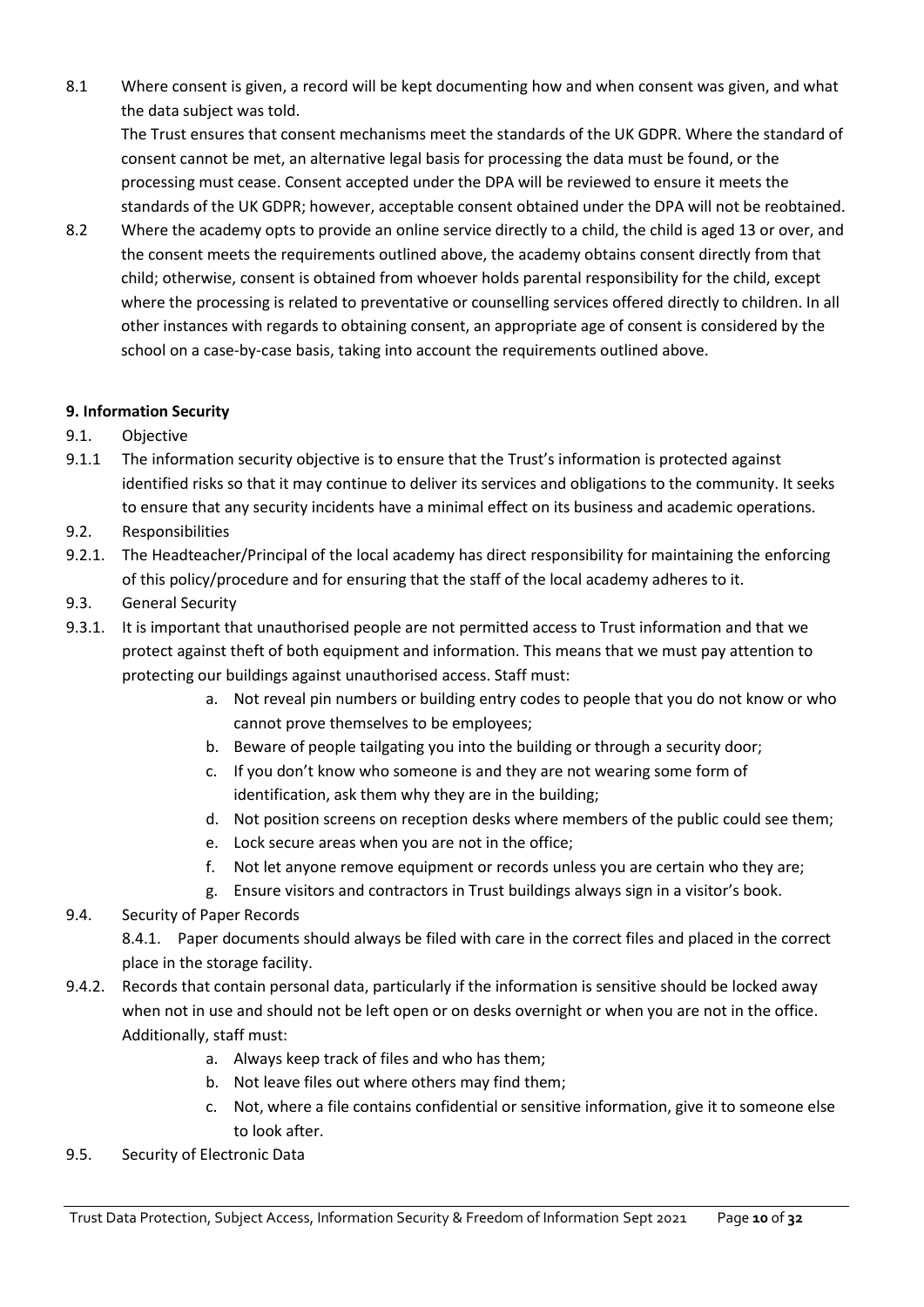8.1 Where consent is given, a record will be kept documenting how and when consent was given, and what the data subject was told.

The Trust ensures that consent mechanisms meet the standards of the UK GDPR. Where the standard of consent cannot be met, an alternative legal basis for processing the data must be found, or the processing must cease. Consent accepted under the DPA will be reviewed to ensure it meets the standards of the UK GDPR; however, acceptable consent obtained under the DPA will not be reobtained.

8.2 Where the academy opts to provide an online service directly to a child, the child is aged 13 or over, and the consent meets the requirements outlined above, the academy obtains consent directly from that child; otherwise, consent is obtained from whoever holds parental responsibility for the child, except where the processing is related to preventative or counselling services offered directly to children. In all other instances with regards to obtaining consent, an appropriate age of consent is considered by the school on a case-by-case basis, taking into account the requirements outlined above.

**9. Information Security**

9.1. Objective

9.1.1 The information security objective is to ensure that the Trust's information is protected against identified risks so that it may continue to deliver its services and obligations to the community. It seeks to ensure that any security incidents have a minimal effect on its business and academic operations.

9.2. Responsibilities

9.2.1. The Headteacher/Principal of the local academy has direct responsibility for maintaining the enforcing of this policy/procedure and for ensuring that the staff of the local academy adheres to it.

9.3. General Security

9.3.1. It is important that unauthorised people are not permitted access to Trust information and that we protect against theft of both equipment and information. This means that we must pay attention to protecting our buildings against unauthorised access. Staff must:

a. Not reveal pin numbers or building entry codes to people that you do not know or who cannot prove themselves to be employees;
b. Beware of people tailgating you into the building or through a security door;
c. If you don't know who someone is and they are not wearing some form of identification, ask them why they are in the building;
d. Not position screens on reception desks where members of the public could see them;
e. Lock secure areas when you are not in the office;
f. Not let anyone remove equipment or records unless you are certain who they are;
g. Ensure visitors and contractors in Trust buildings always sign in a visitor's book.

9.4. Security of Paper Records

8.4.1. Paper documents should always be filed with care in the correct files and placed in the correct place in the storage facility.

9.4.2. Records that contain personal data, particularly if the information is sensitive should be locked away when not in use and should not be left open or on desks overnight or when you are not in the office. Additionally, staff must:

a. Always keep track of files and who has them;
b. Not leave files out where others may find them;
c. Not, where a file contains confidential or sensitive information, give it to someone else to look after.

9.5. Security of Electronic Data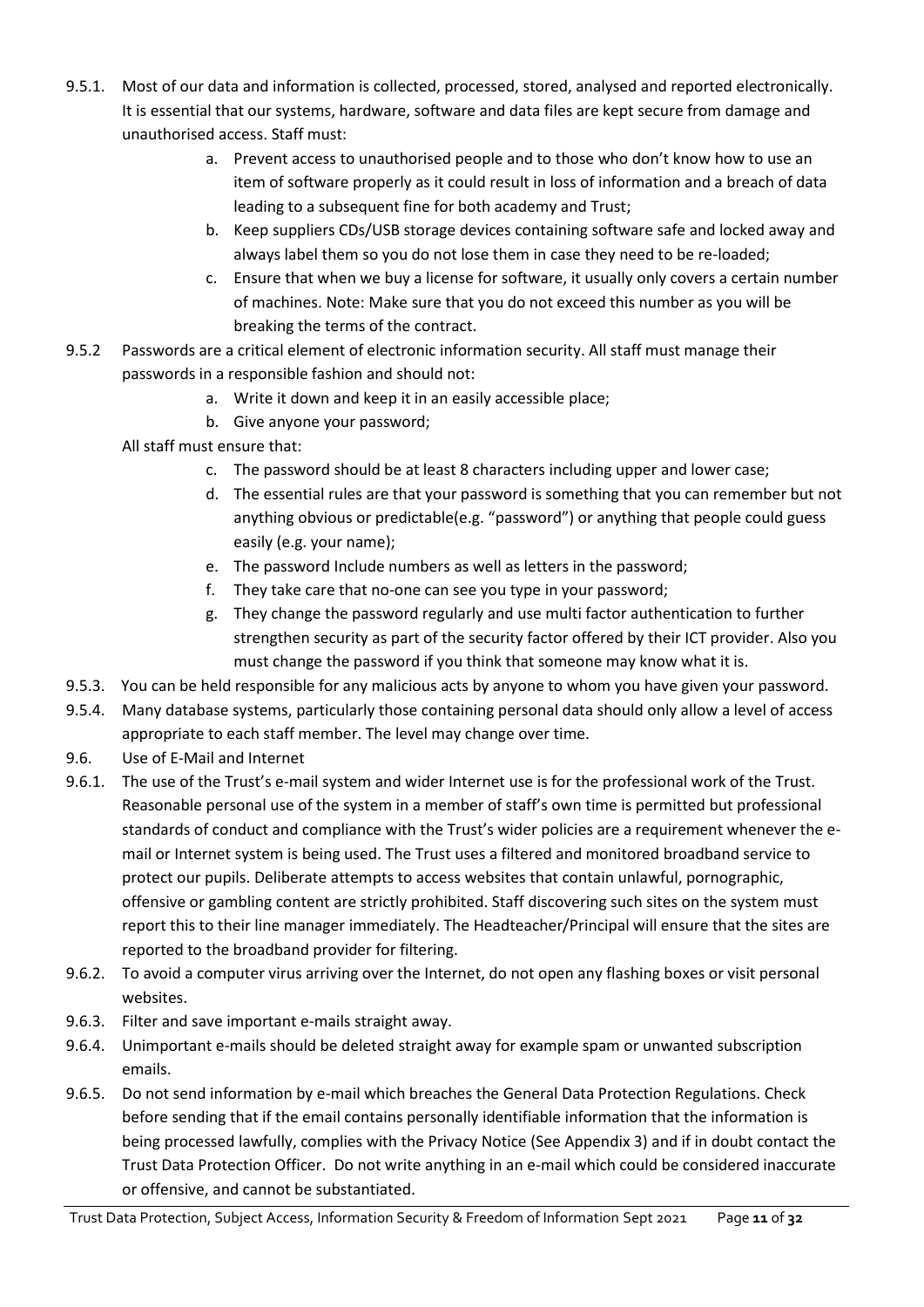9.5.1. Most of our data and information is collected, processed, stored, analysed and reported electronically. It is essential that our systems, hardware, software and data files are kept secure from damage and unauthorised access. Staff must:

   a. Prevent access to unauthorised people and to those who don't know how to use an item of software properly as it could result in loss of information and a breach of data leading to a subsequent fine for both academy and Trust;
   b. Keep suppliers CDs/USB storage devices containing software safe and locked away and always label them so you do not lose them in case they need to be re-loaded;
   c. Ensure that when we buy a license for software, it usually only covers a certain number of machines. Note: Make sure that you do not exceed this number as you will be breaking the terms of the contract.

9.5.2 Passwords are a critical element of electronic information security. All staff must manage their passwords in a responsible fashion and should not:

   a. Write it down and keep it in an easily accessible place;
   b. Give anyone your password;

All staff must ensure that:

   c. The password should be at least 8 characters including upper and lower case;
   d. The essential rules are that your password is something that you can remember but not anything obvious or predictable(e.g. "password") or anything that people could guess easily (e.g. your name);
   e. The password Include numbers as well as letters in the password;
   f. They take care that no-one can see you type in your password;
   g. They change the password regularly and use multi factor authentication to further strengthen security as part of the security factor offered by their ICT provider. Also you must change the password if you think that someone may know what it is.

9.5.3. You can be held responsible for any malicious acts by anyone to whom you have given your password.

9.5.4. Many database systems, particularly those containing personal data should only allow a level of access appropriate to each staff member. The level may change over time.

9.6. Use of E-Mail and Internet

9.6.1. The use of the Trust's e-mail system and wider Internet use is for the professional work of the Trust. Reasonable personal use of the system in a member of staff's own time is permitted but professional standards of conduct and compliance with the Trust's wider policies are a requirement whenever the e-mail or Internet system is being used. The Trust uses a filtered and monitored broadband service to protect our pupils. Deliberate attempts to access websites that contain unlawful, pornographic, offensive or gambling content are strictly prohibited. Staff discovering such sites on the system must report this to their line manager immediately. The Headteacher/Principal will ensure that the sites are reported to the broadband provider for filtering.

9.6.2. To avoid a computer virus arriving over the Internet, do not open any flashing boxes or visit personal websites.

9.6.3. Filter and save important e-mails straight away.

9.6.4. Unimportant e-mails should be deleted straight away for example spam or unwanted subscription emails.

9.6.5. Do not send information by e-mail which breaches the General Data Protection Regulations. Check before sending that if the email contains personally identifiable information that the information is being processed lawfully, complies with the Privacy Notice (See Appendix 3) and if in doubt contact the Trust Data Protection Officer. Do not write anything in an e-mail which could be considered inaccurate or offensive, and cannot be substantiated.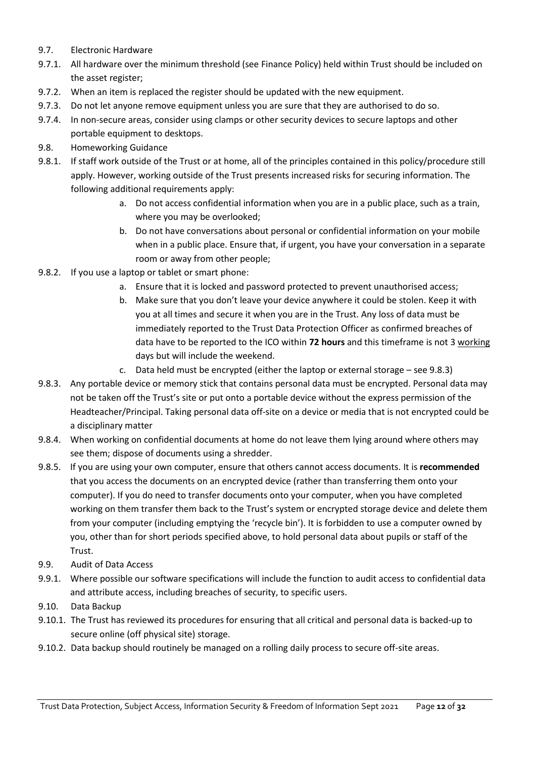9.7. Electronic Hardware

9.7.1. All hardware over the minimum threshold (see Finance Policy) held within Trust should be included on the asset register;

9.7.2. When an item is replaced the register should be updated with the new equipment.

9.7.3. Do not let anyone remove equipment unless you are sure that they are authorised to do so.

9.7.4. In non-secure areas, consider using clamps or other security devices to secure laptops and other portable equipment to desktops.

9.8. Homeworking Guidance

9.8.1. If staff work outside of the Trust or at home, all of the principles contained in this policy/procedure still apply. However, working outside of the Trust presents increased risks for securing information. The following additional requirements apply:

   a. Do not access confidential information when you are in a public place, such as a train, where you may be overlooked;
   b. Do not have conversations about personal or confidential information on your mobile when in a public place. Ensure that, if urgent, you have your conversation in a separate room or away from other people;

9.8.2. If you use a laptop or tablet or smart phone:

   a. Ensure that it is locked and password protected to prevent unauthorised access;
   b. Make sure that you don't leave your device anywhere it could be stolen. Keep it with you at all times and secure it when you are in the Trust. Any loss of data must be immediately reported to the Trust Data Protection Officer as confirmed breaches of data have to be reported to the ICO within **72 hours** and this timeframe is not 3 <u>working</u> days but will include the weekend.
   c. Data held must be encrypted (either the laptop or external storage – see 9.8.3)

9.8.3. Any portable device or memory stick that contains personal data must be encrypted. Personal data may not be taken off the Trust's site or put onto a portable device without the express permission of the Headteacher/Principal. Taking personal data off-site on a device or media that is not encrypted could be a disciplinary matter

9.8.4. When working on confidential documents at home do not leave them lying around where others may see them; dispose of documents using a shredder.

9.8.5. If you are using your own computer, ensure that others cannot access documents. It is **recommended** that you access the documents on an encrypted device (rather than transferring them onto your computer). If you do need to transfer documents onto your computer, when you have completed working on them transfer them back to the Trust's system or encrypted storage device and delete them from your computer (including emptying the 'recycle bin'). It is forbidden to use a computer owned by you, other than for short periods specified above, to hold personal data about pupils or staff of the Trust.

9.9. Audit of Data Access

9.9.1. Where possible our software specifications will include the function to audit access to confidential data and attribute access, including breaches of security, to specific users.

9.10. Data Backup

9.10.1. The Trust has reviewed its procedures for ensuring that all critical and personal data is backed-up to secure online (off physical site) storage.

9.10.2. Data backup should routinely be managed on a rolling daily process to secure off-site areas.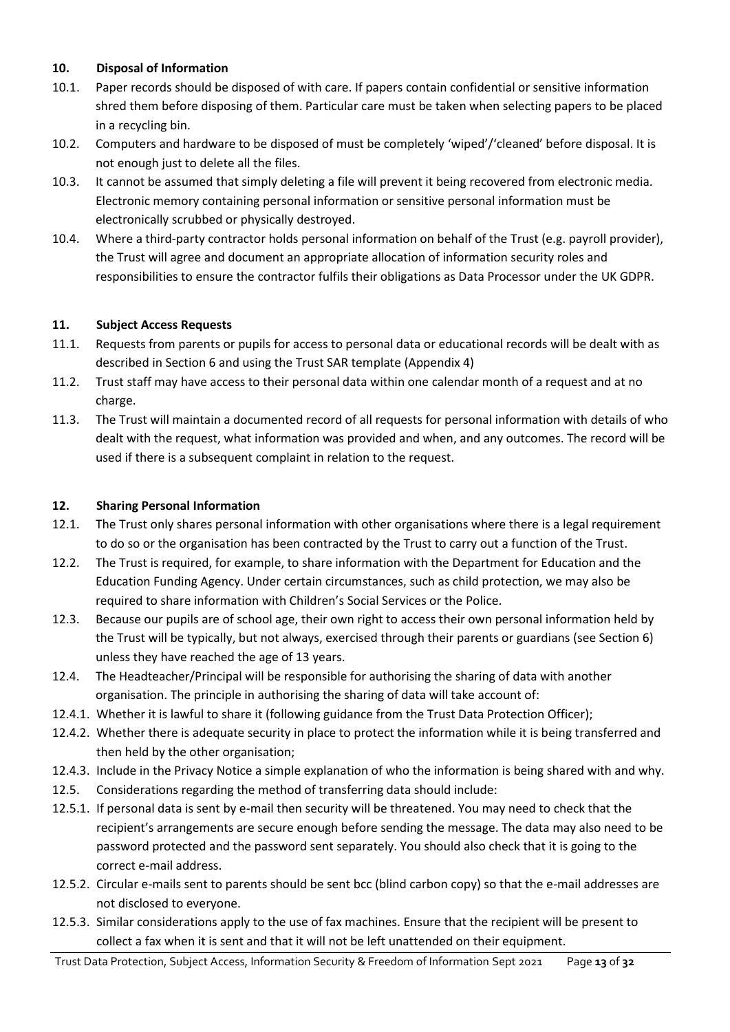## 10. Disposal of Information

10.1. Paper records should be disposed of with care. If papers contain confidential or sensitive information shred them before disposing of them. Particular care must be taken when selecting papers to be placed in a recycling bin.

10.2. Computers and hardware to be disposed of must be completely 'wiped'/'cleaned' before disposal. It is not enough just to delete all the files.

10.3. It cannot be assumed that simply deleting a file will prevent it being recovered from electronic media. Electronic memory containing personal information or sensitive personal information must be electronically scrubbed or physically destroyed.

10.4. Where a third-party contractor holds personal information on behalf of the Trust (e.g. payroll provider), the Trust will agree and document an appropriate allocation of information security roles and responsibilities to ensure the contractor fulfils their obligations as Data Processor under the UK GDPR.

## 11. Subject Access Requests

11.1. Requests from parents or pupils for access to personal data or educational records will be dealt with as described in Section 6 and using the Trust SAR template (Appendix 4)

11.2. Trust staff may have access to their personal data within one calendar month of a request and at no charge.

11.3. The Trust will maintain a documented record of all requests for personal information with details of who dealt with the request, what information was provided and when, and any outcomes. The record will be used if there is a subsequent complaint in relation to the request.

## 12. Sharing Personal Information

12.1. The Trust only shares personal information with other organisations where there is a legal requirement to do so or the organisation has been contracted by the Trust to carry out a function of the Trust.

12.2. The Trust is required, for example, to share information with the Department for Education and the Education Funding Agency. Under certain circumstances, such as child protection, we may also be required to share information with Children's Social Services or the Police.

12.3. Because our pupils are of school age, their own right to access their own personal information held by the Trust will be typically, but not always, exercised through their parents or guardians (see Section 6) unless they have reached the age of 13 years.

12.4. The Headteacher/Principal will be responsible for authorising the sharing of data with another organisation. The principle in authorising the sharing of data will take account of:

12.4.1. Whether it is lawful to share it (following guidance from the Trust Data Protection Officer);

12.4.2. Whether there is adequate security in place to protect the information while it is being transferred and then held by the other organisation;

12.4.3. Include in the Privacy Notice a simple explanation of who the information is being shared with and why.

12.5. Considerations regarding the method of transferring data should include:

12.5.1. If personal data is sent by e-mail then security will be threatened. You may need to check that the recipient's arrangements are secure enough before sending the message. The data may also need to be password protected and the password sent separately. You should also check that it is going to the correct e-mail address.

12.5.2. Circular e-mails sent to parents should be sent bcc (blind carbon copy) so that the e-mail addresses are not disclosed to everyone.

12.5.3. Similar considerations apply to the use of fax machines. Ensure that the recipient will be present to collect a fax when it is sent and that it will not be left unattended on their equipment.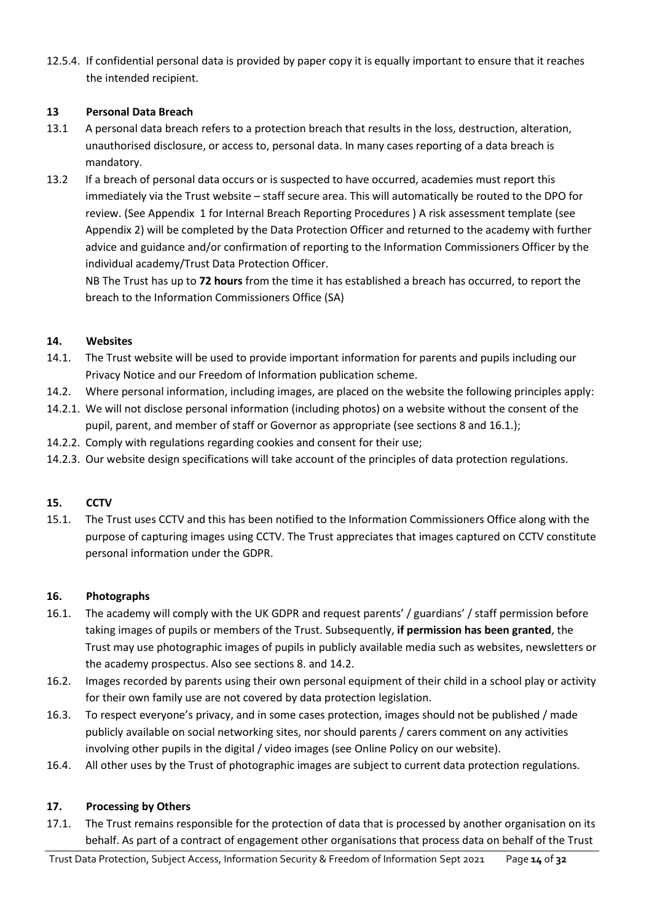12.5.4. If confidential personal data is provided by paper copy it is equally important to ensure that it reaches the intended recipient.

## 13 Personal Data Breach

13.1 A personal data breach refers to a protection breach that results in the loss, destruction, alteration, unauthorised disclosure, or access to, personal data. In many cases reporting of a data breach is mandatory.

13.2 If a breach of personal data occurs or is suspected to have occurred, academies must report this immediately via the Trust website – staff secure area. This will automatically be routed to the DPO for review. (See Appendix 1 for Internal Breach Reporting Procedures ) A risk assessment template (see Appendix 2) will be completed by the Data Protection Officer and returned to the academy with further advice and guidance and/or confirmation of reporting to the Information Commissioners Officer by the individual academy/Trust Data Protection Officer.

NB The Trust has up to **72 hours** from the time it has established a breach has occurred, to report the breach to the Information Commissioners Office (SA)

## 14. Websites

14.1. The Trust website will be used to provide important information for parents and pupils including our Privacy Notice and our Freedom of Information publication scheme.

14.2. Where personal information, including images, are placed on the website the following principles apply:

14.2.1. We will not disclose personal information (including photos) on a website without the consent of the pupil, parent, and member of staff or Governor as appropriate (see sections 8 and 16.1.);

14.2.2. Comply with regulations regarding cookies and consent for their use;

14.2.3. Our website design specifications will take account of the principles of data protection regulations.

## 15. CCTV

15.1. The Trust uses CCTV and this has been notified to the Information Commissioners Office along with the purpose of capturing images using CCTV. The Trust appreciates that images captured on CCTV constitute personal information under the GDPR.

## 16. Photographs

16.1. The academy will comply with the UK GDPR and request parents' / guardians' / staff permission before taking images of pupils or members of the Trust. Subsequently, **if permission has been granted**, the Trust may use photographic images of pupils in publicly available media such as websites, newsletters or the academy prospectus. Also see sections 8. and 14.2.

16.2. Images recorded by parents using their own personal equipment of their child in a school play or activity for their own family use are not covered by data protection legislation.

16.3. To respect everyone's privacy, and in some cases protection, images should not be published / made publicly available on social networking sites, nor should parents / carers comment on any activities involving other pupils in the digital / video images (see Online Policy on our website).

16.4. All other uses by the Trust of photographic images are subject to current data protection regulations.

## 17. Processing by Others

17.1. The Trust remains responsible for the protection of data that is processed by another organisation on its behalf. As part of a contract of engagement other organisations that process data on behalf of the Trust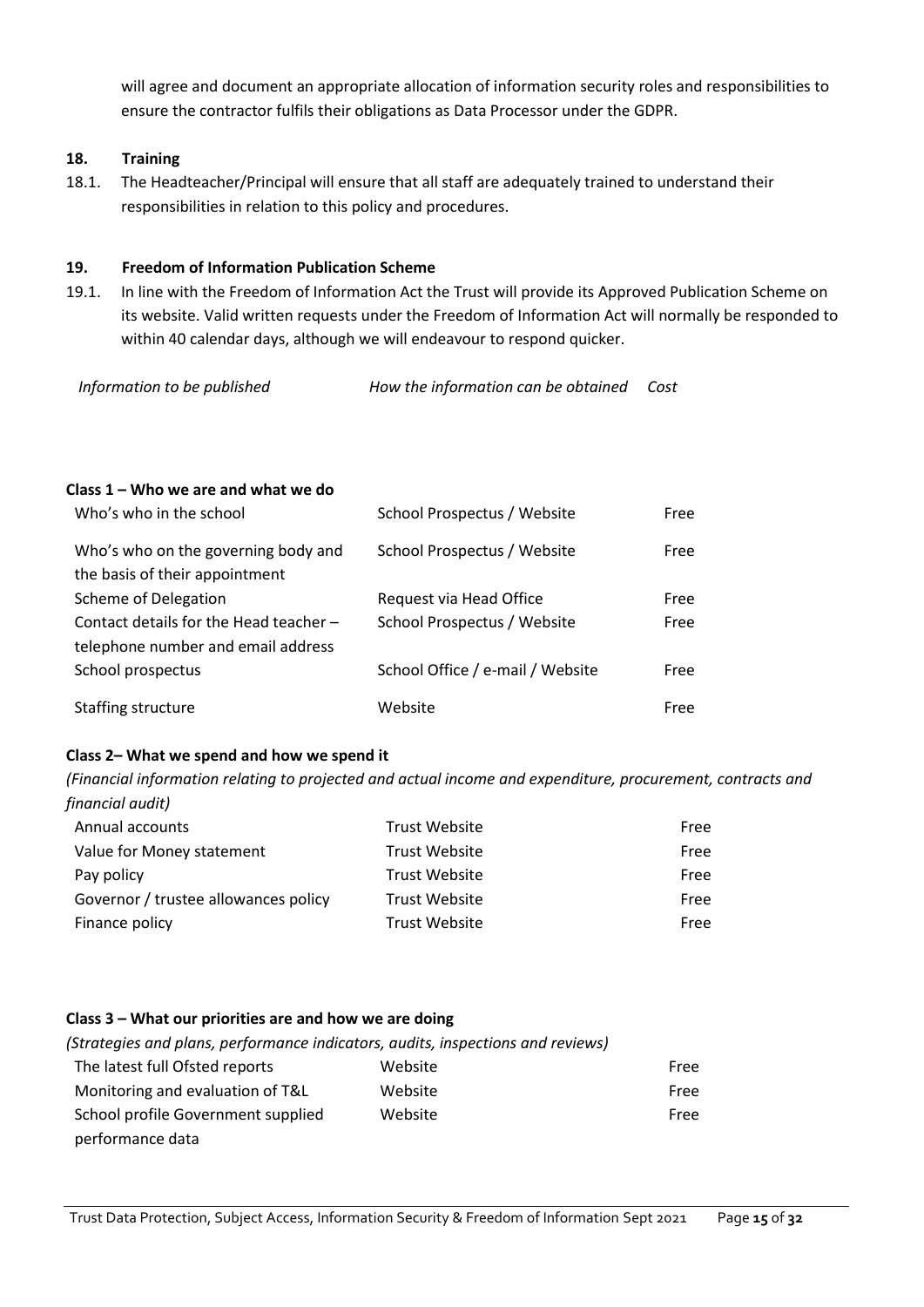will agree and document an appropriate allocation of information security roles and responsibilities to ensure the contractor fulfils their obligations as Data Processor under the GDPR.

**18. Training**

18.1. The Headteacher/Principal will ensure that all staff are adequately trained to understand their responsibilities in relation to this policy and procedures.

**19. Freedom of Information Publication Scheme**

19.1. In line with the Freedom of Information Act the Trust will provide its Approved Publication Scheme on its website. Valid written requests under the Freedom of Information Act will normally be responded to within 40 calendar days, although we will endeavour to respond quicker.

| *Information to be published* | *How the information can be obtained* | *Cost* |
|---|---|---|
| **Class 1 – Who we are and what we do** | | |
| Who's who in the school | School Prospectus / Website | Free |
| Who's who on the governing body and the basis of their appointment | School Prospectus / Website | Free |
| Scheme of Delegation | Request via Head Office | Free |
| Contact details for the Head teacher – telephone number and email address | School Prospectus / Website | Free |
| School prospectus | School Office / e-mail / Website | Free |
| Staffing structure | Website | Free |
| **Class 2– What we spend and how we spend it** | | |
| *(Financial information relating to projected and actual income and expenditure, procurement, contracts and financial audit)* | | |
| Annual accounts | Trust Website | Free |
| Value for Money statement | Trust Website | Free |
| Pay policy | Trust Website | Free |
| Governor / trustee allowances policy | Trust Website | Free |
| Finance policy | Trust Website | Free |
| **Class 3 – What our priorities are and how we are doing** | | |
| *(Strategies and plans, performance indicators, audits, inspections and reviews)* | | |
| The latest full Ofsted reports | Website | Free |
| Monitoring and evaluation of T&L | Website | Free |
| School profile Government supplied performance data | Website | Free |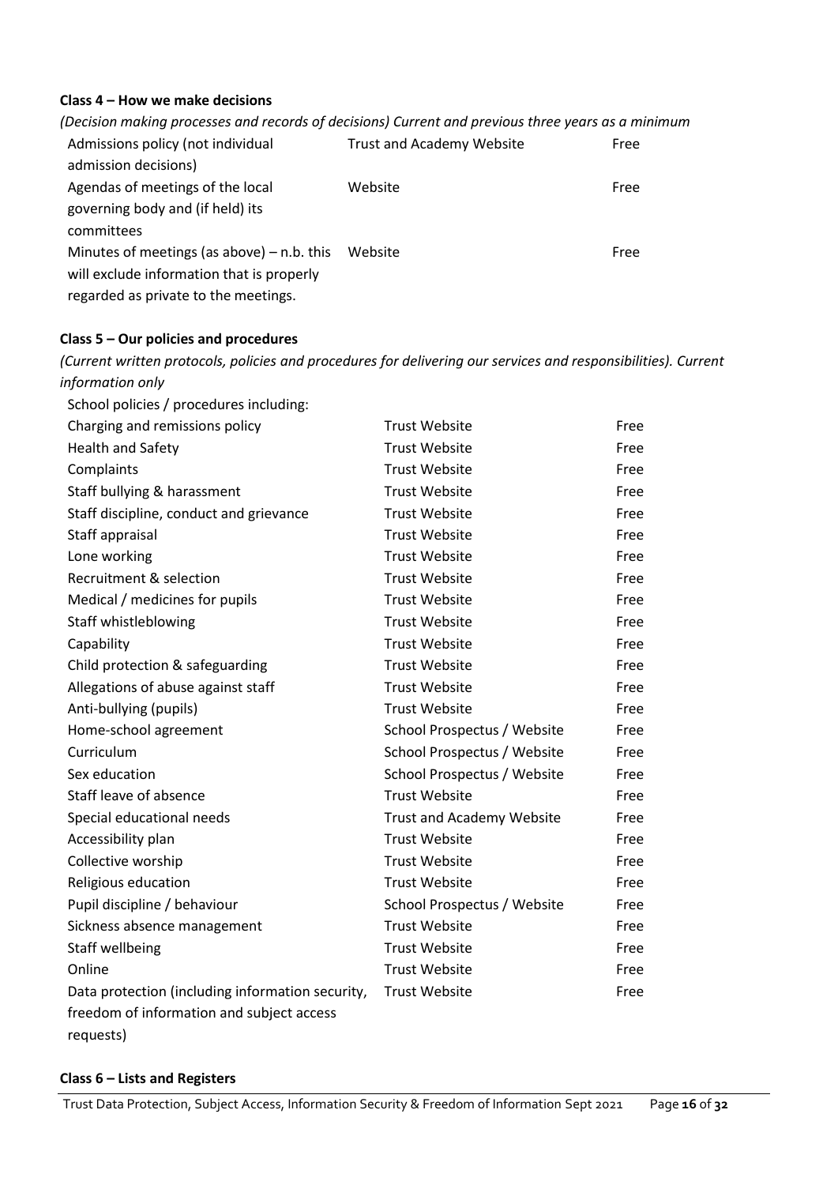**Class 4 – How we make decisions**

*(Decision making processes and records of decisions) Current and previous three years as a minimum*

| | | |
|---|---|---|
| Admissions policy (not individual admission decisions) | Trust and Academy Website | Free |
| Agendas of meetings of the local governing body and (if held) its committees | Website | Free |
| Minutes of meetings (as above) – n.b. this will exclude information that is properly regarded as private to the meetings. | Website | Free |

**Class 5 – Our policies and procedures**

*(Current written protocols, policies and procedures for delivering our services and responsibilities). Current information only*

| | | |
|---|---|---|
| School policies / procedures including: | | |
| Charging and remissions policy | Trust Website | Free |
| Health and Safety | Trust Website | Free |
| Complaints | Trust Website | Free |
| Staff bullying & harassment | Trust Website | Free |
| Staff discipline, conduct and grievance | Trust Website | Free |
| Staff appraisal | Trust Website | Free |
| Lone working | Trust Website | Free |
| Recruitment & selection | Trust Website | Free |
| Medical / medicines for pupils | Trust Website | Free |
| Staff whistleblowing | Trust Website | Free |
| Capability | Trust Website | Free |
| Child protection & safeguarding | Trust Website | Free |
| Allegations of abuse against staff | Trust Website | Free |
| Anti-bullying (pupils) | Trust Website | Free |
| Home-school agreement | School Prospectus / Website | Free |
| Curriculum | School Prospectus / Website | Free |
| Sex education | School Prospectus / Website | Free |
| Staff leave of absence | Trust Website | Free |
| Special educational needs | Trust and Academy Website | Free |
| Accessibility plan | Trust Website | Free |
| Collective worship | Trust Website | Free |
| Religious education | Trust Website | Free |
| Pupil discipline / behaviour | School Prospectus / Website | Free |
| Sickness absence management | Trust Website | Free |
| Staff wellbeing | Trust Website | Free |
| Online | Trust Website | Free |
| Data protection (including information security, freedom of information and subject access requests) | Trust Website | Free |

**Class 6 – Lists and Registers**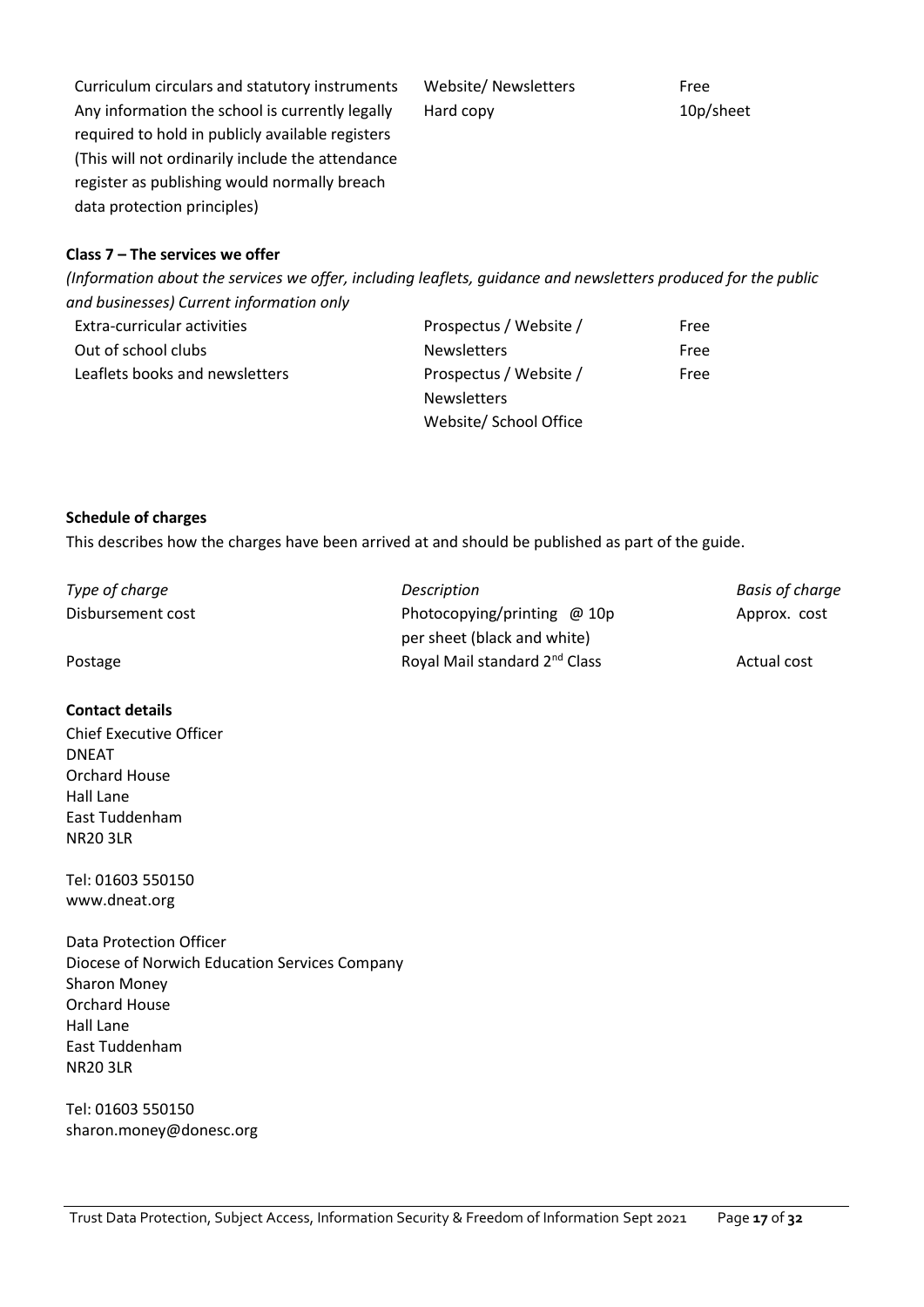| | | |
|---|---|---|
| Curriculum circulars and statutory instruments | Website/ Newsletters | Free |
| Any information the school is currently legally required to hold in publicly available registers (This will not ordinarily include the attendance register as publishing would normally breach data protection principles) | Hard copy | 10p/sheet |

**Class 7 – The services we offer**

*(Information about the services we offer, including leaflets, guidance and newsletters produced for the public and businesses) Current information only*

| | | |
|---|---|---|
| Extra-curricular activities | Prospectus / Website / | Free |
| Out of school clubs | Newsletters | Free |
| Leaflets books and newsletters | Prospectus / Website / Newsletters Website/ School Office | Free |

**Schedule of charges**

This describes how the charges have been arrived at and should be published as part of the guide.

| *Type of charge* | *Description* | *Basis of charge* |
|---|---|---|
| Disbursement cost | Photocopying/printing @ 10p per sheet (black and white) | Approx. cost |
| Postage | Royal Mail standard 2nd Class | Actual cost |

**Contact details**

Chief Executive Officer
DNEAT
Orchard House
Hall Lane
East Tuddenham
NR20 3LR

Tel: 01603 550150
www.dneat.org

Data Protection Officer
Diocese of Norwich Education Services Company
Sharon Money
Orchard House
Hall Lane
East Tuddenham
NR20 3LR

Tel: 01603 550150
sharon.money@donesc.org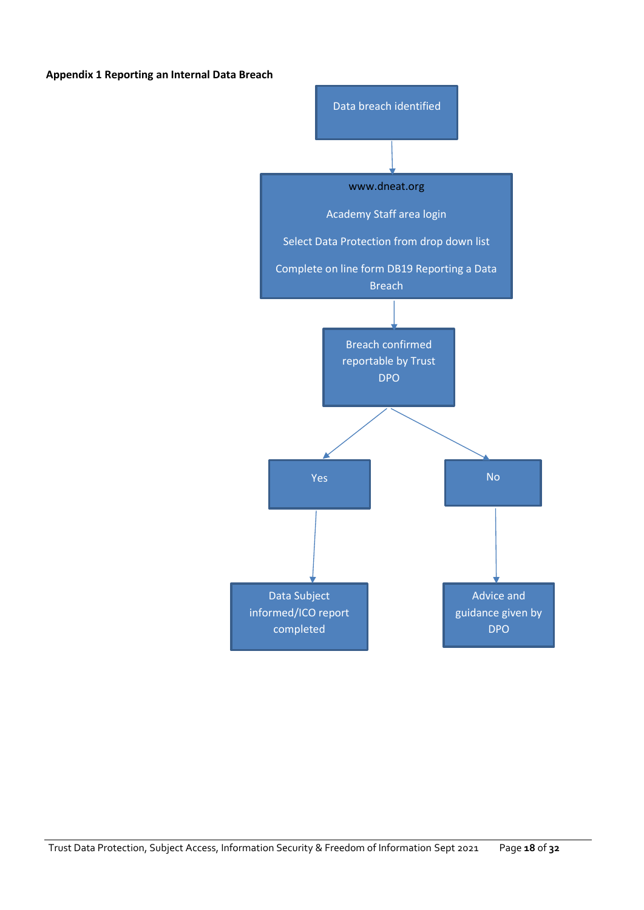**Appendix 1 Reporting an Internal Data Breach**

Data breach identified

www.dneat.org

Academy Staff area login

Select Data Protection from drop down list

Complete on line form DB19 Reporting a Data Breach

Breach confirmed reportable by Trust DPO

Yes

No

Data Subject informed/ICO report completed

Advice and guidance given by DPO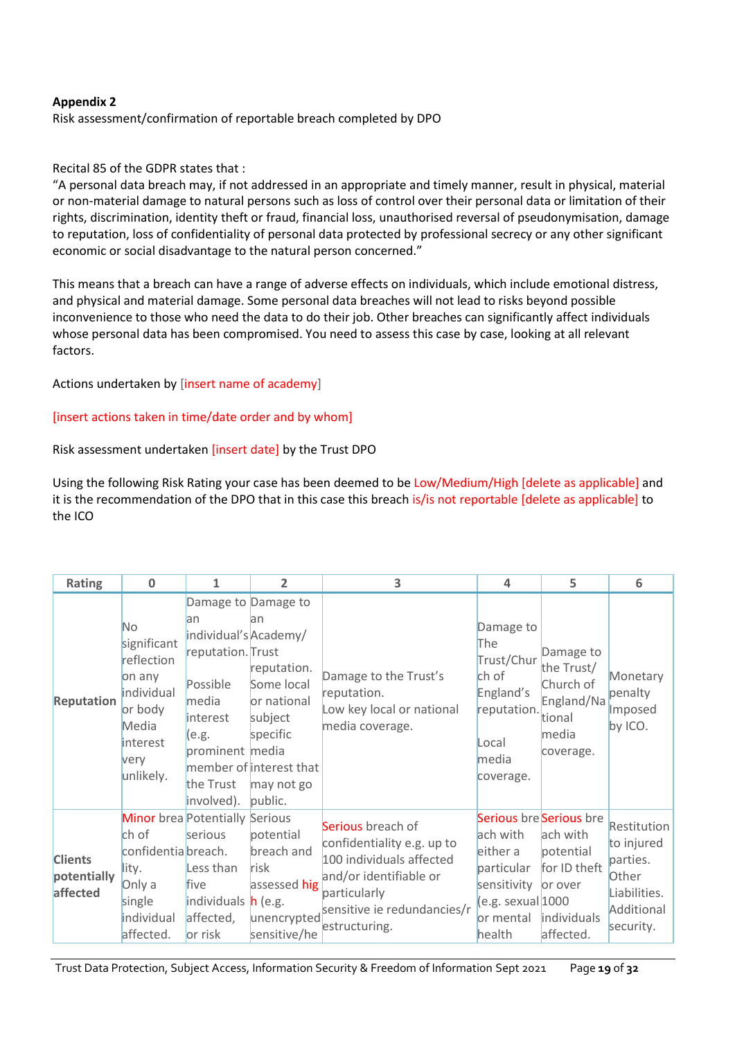**Appendix 2**
Risk assessment/confirmation of reportable breach completed by DPO

Recital 85 of the GDPR states that :
"A personal data breach may, if not addressed in an appropriate and timely manner, result in physical, material or non-material damage to natural persons such as loss of control over their personal data or limitation of their rights, discrimination, identity theft or fraud, financial loss, unauthorised reversal of pseudonymisation, damage to reputation, loss of confidentiality of personal data protected by professional secrecy or any other significant economic or social disadvantage to the natural person concerned."

This means that a breach can have a range of adverse effects on individuals, which include emotional distress, and physical and material damage. Some personal data breaches will not lead to risks beyond possible inconvenience to those who need the data to do their job. Other breaches can significantly affect individuals whose personal data has been compromised. You need to assess this case by case, looking at all relevant factors.

Actions undertaken by [insert name of academy]

[insert actions taken in time/date order and by whom]

Risk assessment undertaken [insert date] by the Trust DPO

Using the following Risk Rating your case has been deemed to be Low/Medium/High [delete as applicable] and it is the recommendation of the DPO that in this case this breach is/is not reportable [delete as applicable] to the ICO

| Rating | 0 | 1 | 2 | 3 | 4 | 5 | 6 |
|---|---|---|---|---|---|---|---|
| **Reputation** | No significant reflection on any individual or body Media interest very unlikely. | Damage to an individual's reputation. Possible media interest (e.g. prominent member of the Trust involved). | Damage to an Academy/ Trust reputation. Some local or national subject specific media interest that may not go public. | Damage to the Trust's reputation. Low key local or national media coverage. | Damage to The Trust/Church of England's reputation. Local media coverage. | Damage to the Trust/ Church of England/National media coverage. | Monetary penalty Imposed by ICO. |
| **Clients potentially affected** | Minor breach of confidentiality. Only a single individual affected. | Potentially serious breach. Less than five individuals affected, or risk | Serious potential breach and risk assessed high (e.g. unencrypted sensitive/he | Serious breach of confidentiality e.g. up to 100 individuals affected and/or identifiable or particularly sensitive ie redundancies/restructuring. | Serious breach with either a particular sensitivity (e.g. sexual or mental health | Serious breach with potential for ID theft or over 1000 individuals affected. | Restitution to injured parties. Other Liabilities. Additional security. |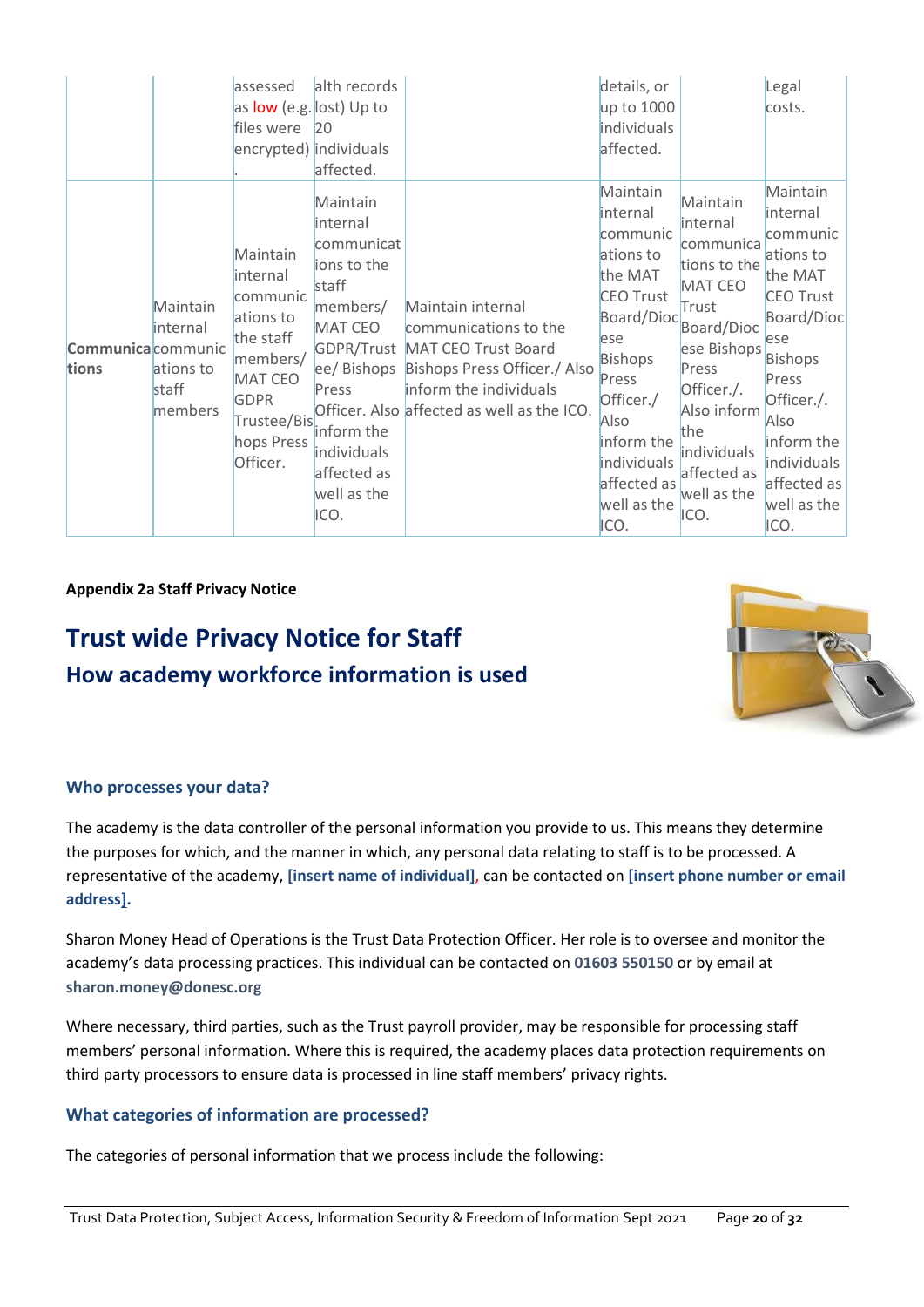| | | | | | | | | |
|---|---|---|---|---|---|---|---|---|
| | | assessed as low (e.g. files were encrypted) . | alth records lost) Up to 20 individuals affected. | | details, or up to 1000 individuals affected. | | Legal costs. |
| **Communications** | Maintain internal communications to staff members | Maintain internal communications to the staff members/ MAT CEO GDPR Trustee/Bishops Press Officer. | Maintain internal communications to the staff members/ MAT CEO GDPR/Trustee/ Bishops Press Officer. Also inform the individuals affected as well as the ICO. | Maintain internal communications to the MAT CEO Trust Board Bishops Press Officer./ Also inform the individuals affected as well as the ICO. | Maintain internal communications to the MAT CEO Trust Board/Diocese Bishops Press Officer./ Also inform the individuals affected as well as the ICO. | Maintain internal communications to the MAT CEO Trust Board/Diocese Bishops Press Officer./. Also inform the individuals affected as well as the ICO. | Maintain internal communications to the MAT CEO Trust Board/Diocese Bishops Press Officer./. Also inform the individuals affected as well as the ICO. |

**Appendix 2a Staff Privacy Notice**

# Trust wide Privacy Notice for Staff

## How academy workforce information is used

### Who processes your data?

The academy is the data controller of the personal information you provide to us. This means they determine the purposes for which, and the manner in which, any personal data relating to staff is to be processed. A representative of the academy, **[insert name of individual]**, can be contacted on **[insert phone number or email address]**.

Sharon Money Head of Operations is the Trust Data Protection Officer. Her role is to oversee and monitor the academy's data processing practices. This individual can be contacted on **01603 550150** or by email at **sharon.money@donesc.org**

Where necessary, third parties, such as the Trust payroll provider, may be responsible for processing staff members' personal information. Where this is required, the academy places data protection requirements on third party processors to ensure data is processed in line staff members' privacy rights.

### What categories of information are processed?

The categories of personal information that we process include the following: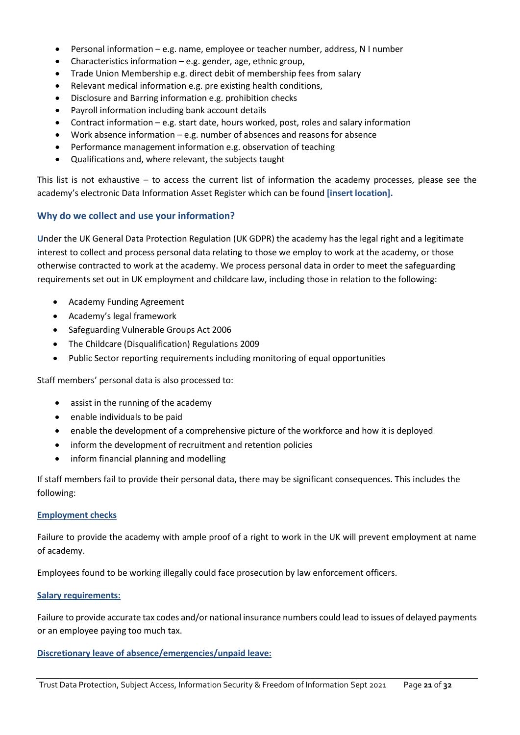- Personal information – e.g. name, employee or teacher number, address, N I number
- Characteristics information – e.g. gender, age, ethnic group,
- Trade Union Membership e.g. direct debit of membership fees from salary
- Relevant medical information e.g. pre existing health conditions,
- Disclosure and Barring information e.g. prohibition checks
- Payroll information including bank account details
- Contract information – e.g. start date, hours worked, post, roles and salary information
- Work absence information – e.g. number of absences and reasons for absence
- Performance management information e.g. observation of teaching
- Qualifications and, where relevant, the subjects taught

This list is not exhaustive – to access the current list of information the academy processes, please see the academy's electronic Data Information Asset Register which can be found **[insert location].**

### Why do we collect and use your information?

Under the UK General Data Protection Regulation (UK GDPR) the academy has the legal right and a legitimate interest to collect and process personal data relating to those we employ to work at the academy, or those otherwise contracted to work at the academy. We process personal data in order to meet the safeguarding requirements set out in UK employment and childcare law, including those in relation to the following:

- Academy Funding Agreement
- Academy's legal framework
- Safeguarding Vulnerable Groups Act 2006
- The Childcare (Disqualification) Regulations 2009
- Public Sector reporting requirements including monitoring of equal opportunities

Staff members' personal data is also processed to:

- assist in the running of the academy
- enable individuals to be paid
- enable the development of a comprehensive picture of the workforce and how it is deployed
- inform the development of recruitment and retention policies
- inform financial planning and modelling

If staff members fail to provide their personal data, there may be significant consequences. This includes the following:

**Employment checks**

Failure to provide the academy with ample proof of a right to work in the UK will prevent employment at name of academy.

Employees found to be working illegally could face prosecution by law enforcement officers.

**Salary requirements:**

Failure to provide accurate tax codes and/or national insurance numbers could lead to issues of delayed payments or an employee paying too much tax.

**Discretionary leave of absence/emergencies/unpaid leave:**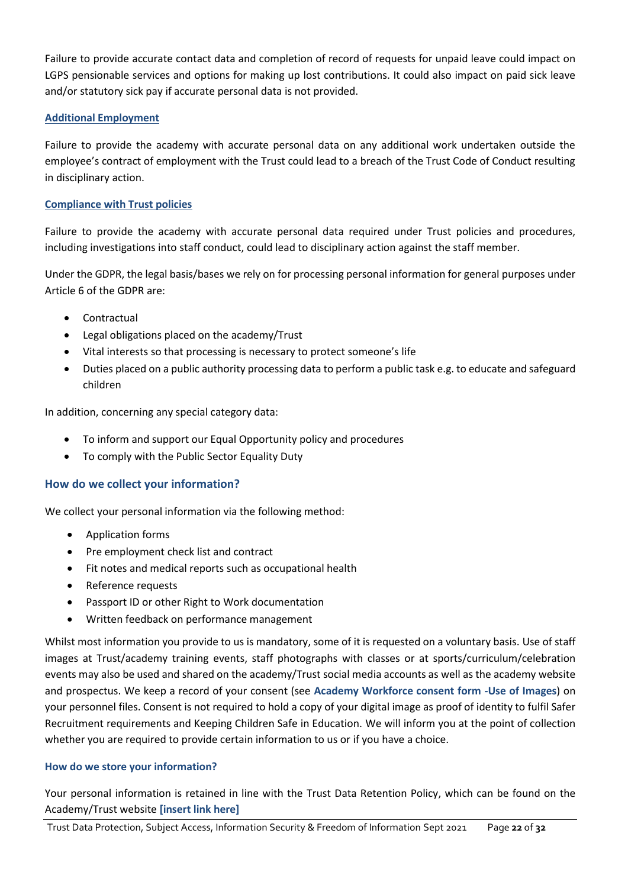Failure to provide accurate contact data and completion of record of requests for unpaid leave could impact on LGPS pensionable services and options for making up lost contributions. It could also impact on paid sick leave and/or statutory sick pay if accurate personal data is not provided.

**Additional Employment**

Failure to provide the academy with accurate personal data on any additional work undertaken outside the employee's contract of employment with the Trust could lead to a breach of the Trust Code of Conduct resulting in disciplinary action.

**Compliance with Trust policies**

Failure to provide the academy with accurate personal data required under Trust policies and procedures, including investigations into staff conduct, could lead to disciplinary action against the staff member.

Under the GDPR, the legal basis/bases we rely on for processing personal information for general purposes under Article 6 of the GDPR are:

- Contractual
- Legal obligations placed on the academy/Trust
- Vital interests so that processing is necessary to protect someone's life
- Duties placed on a public authority processing data to perform a public task e.g. to educate and safeguard children

In addition, concerning any special category data:

- To inform and support our Equal Opportunity policy and procedures
- To comply with the Public Sector Equality Duty

### How do we collect your information?

We collect your personal information via the following method:

- Application forms
- Pre employment check list and contract
- Fit notes and medical reports such as occupational health
- Reference requests
- Passport ID or other Right to Work documentation
- Written feedback on performance management

Whilst most information you provide to us is mandatory, some of it is requested on a voluntary basis. Use of staff images at Trust/academy training events, staff photographs with classes or at sports/curriculum/celebration events may also be used and shared on the academy/Trust social media accounts as well as the academy website and prospectus. We keep a record of your consent (see **Academy Workforce consent form -Use of Images**) on your personnel files. Consent is not required to hold a copy of your digital image as proof of identity to fulfil Safer Recruitment requirements and Keeping Children Safe in Education. We will inform you at the point of collection whether you are required to provide certain information to us or if you have a choice.

#### How do we store your information?

Your personal information is retained in line with the Trust Data Retention Policy, which can be found on the Academy/Trust website **[insert link here]**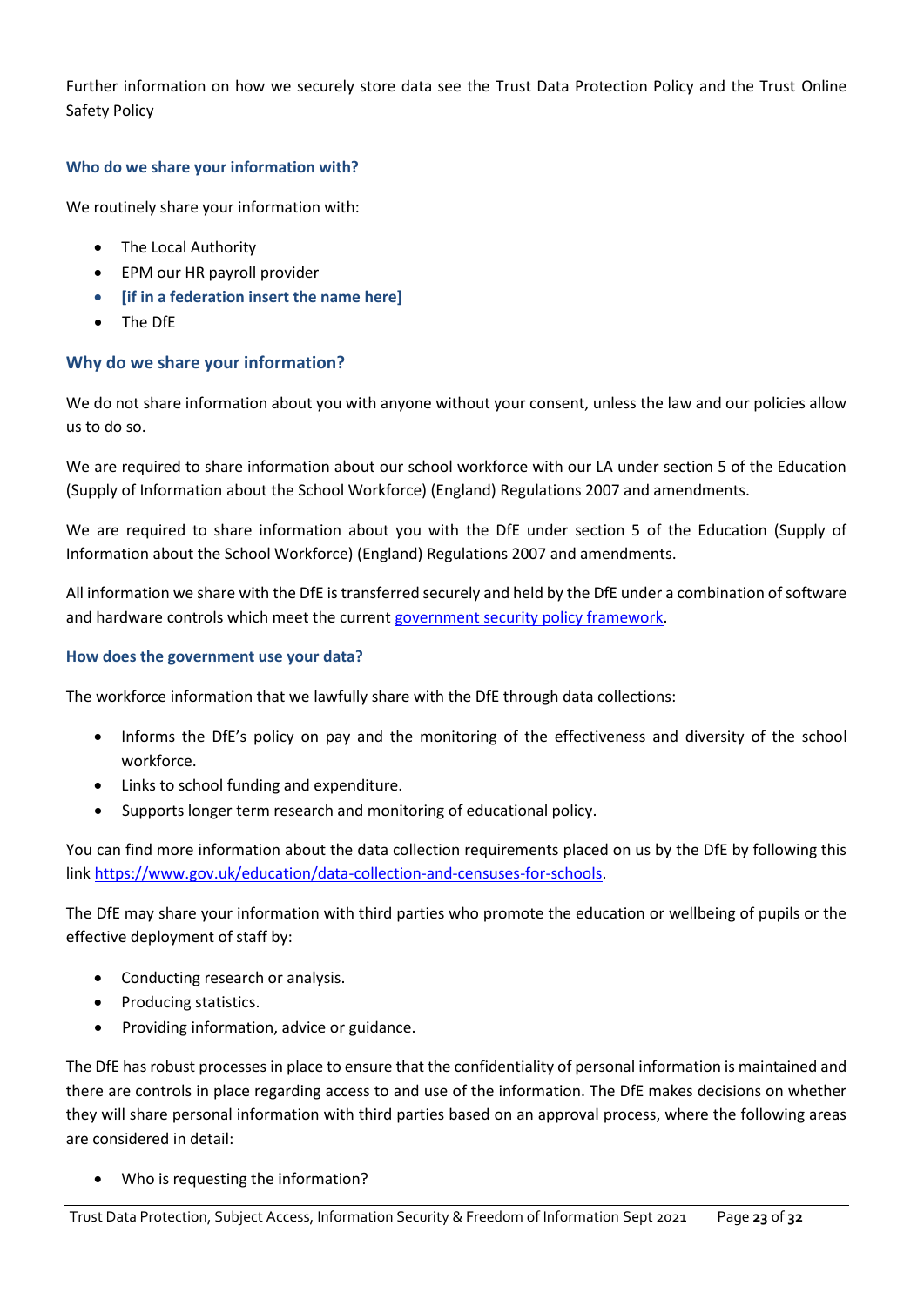Further information on how we securely store data see the Trust Data Protection Policy and the Trust Online Safety Policy

### Who do we share your information with?

We routinely share your information with:

- The Local Authority
- EPM our HR payroll provider
- **[if in a federation insert the name here]**
- The DfE

## Why do we share your information?

We do not share information about you with anyone without your consent, unless the law and our policies allow us to do so.

We are required to share information about our school workforce with our LA under section 5 of the Education (Supply of Information about the School Workforce) (England) Regulations 2007 and amendments.

We are required to share information about you with the DfE under section 5 of the Education (Supply of Information about the School Workforce) (England) Regulations 2007 and amendments.

All information we share with the DfE is transferred securely and held by the DfE under a combination of software and hardware controls which meet the current government security policy framework.

### How does the government use your data?

The workforce information that we lawfully share with the DfE through data collections:

- Informs the DfE's policy on pay and the monitoring of the effectiveness and diversity of the school workforce.
- Links to school funding and expenditure.
- Supports longer term research and monitoring of educational policy.

You can find more information about the data collection requirements placed on us by the DfE by following this link https://www.gov.uk/education/data-collection-and-censuses-for-schools.

The DfE may share your information with third parties who promote the education or wellbeing of pupils or the effective deployment of staff by:

- Conducting research or analysis.
- Producing statistics.
- Providing information, advice or guidance.

The DfE has robust processes in place to ensure that the confidentiality of personal information is maintained and there are controls in place regarding access to and use of the information. The DfE makes decisions on whether they will share personal information with third parties based on an approval process, where the following areas are considered in detail:

- Who is requesting the information?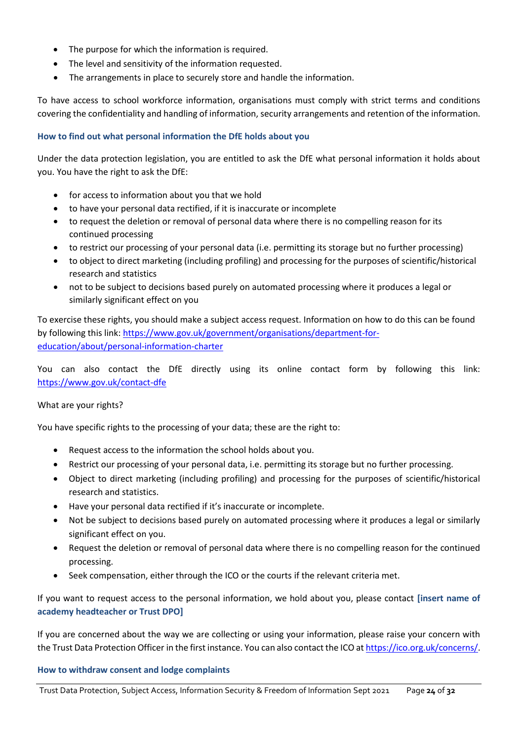- The purpose for which the information is required.
- The level and sensitivity of the information requested.
- The arrangements in place to securely store and handle the information.

To have access to school workforce information, organisations must comply with strict terms and conditions covering the confidentiality and handling of information, security arrangements and retention of the information.

### How to find out what personal information the DfE holds about you

Under the data protection legislation, you are entitled to ask the DfE what personal information it holds about you. You have the right to ask the DfE:

- for access to information about you that we hold
- to have your personal data rectified, if it is inaccurate or incomplete
- to request the deletion or removal of personal data where there is no compelling reason for its continued processing
- to restrict our processing of your personal data (i.e. permitting its storage but no further processing)
- to object to direct marketing (including profiling) and processing for the purposes of scientific/historical research and statistics
- not to be subject to decisions based purely on automated processing where it produces a legal or similarly significant effect on you

To exercise these rights, you should make a subject access request. Information on how to do this can be found by following this link: https://www.gov.uk/government/organisations/department-for-education/about/personal-information-charter

You can also contact the DfE directly using its online contact form by following this link: https://www.gov.uk/contact-dfe

What are your rights?

You have specific rights to the processing of your data; these are the right to:

- Request access to the information the school holds about you.
- Restrict our processing of your personal data, i.e. permitting its storage but no further processing.
- Object to direct marketing (including profiling) and processing for the purposes of scientific/historical research and statistics.
- Have your personal data rectified if it's inaccurate or incomplete.
- Not be subject to decisions based purely on automated processing where it produces a legal or similarly significant effect on you.
- Request the deletion or removal of personal data where there is no compelling reason for the continued processing.
- Seek compensation, either through the ICO or the courts if the relevant criteria met.

If you want to request access to the personal information, we hold about you, please contact **[insert name of academy headteacher or Trust DPO]**

If you are concerned about the way we are collecting or using your information, please raise your concern with the Trust Data Protection Officer in the first instance. You can also contact the ICO at https://ico.org.uk/concerns/.

### How to withdraw consent and lodge complaints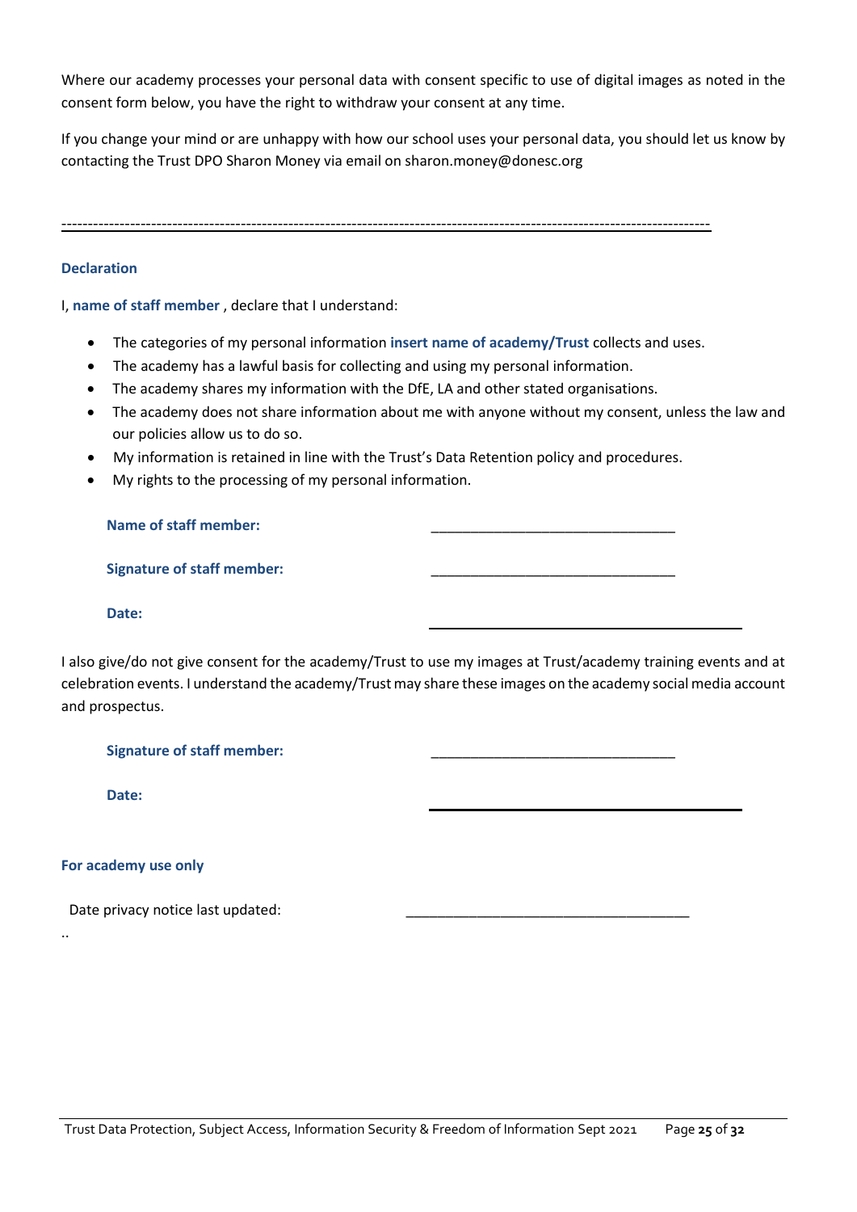Where our academy processes your personal data with consent specific to use of digital images as noted in the consent form below, you have the right to withdraw your consent at any time.

If you change your mind or are unhappy with how our school uses your personal data, you should let us know by contacting the Trust DPO Sharon Money via email on sharon.money@donesc.org

---

**Declaration**

I, **name of staff member** , declare that I understand:

- The categories of my personal information **insert name of academy/Trust** collects and uses.
- The academy has a lawful basis for collecting and using my personal information.
- The academy shares my information with the DfE, LA and other stated organisations.
- The academy does not share information about me with anyone without my consent, unless the law and our policies allow us to do so.
- My information is retained in line with the Trust's Data Retention policy and procedures.
- My rights to the processing of my personal information.

**Name of staff member:** ________________________________

**Signature of staff member:** ________________________________

**Date:** ________________________________

I also give/do not give consent for the academy/Trust to use my images at Trust/academy training events and at celebration events. I understand the academy/Trust may share these images on the academy social media account and prospectus.

**Signature of staff member:** ________________________________

**Date:** ________________________________

**For academy use only**

Date privacy notice last updated: ______________________________________

..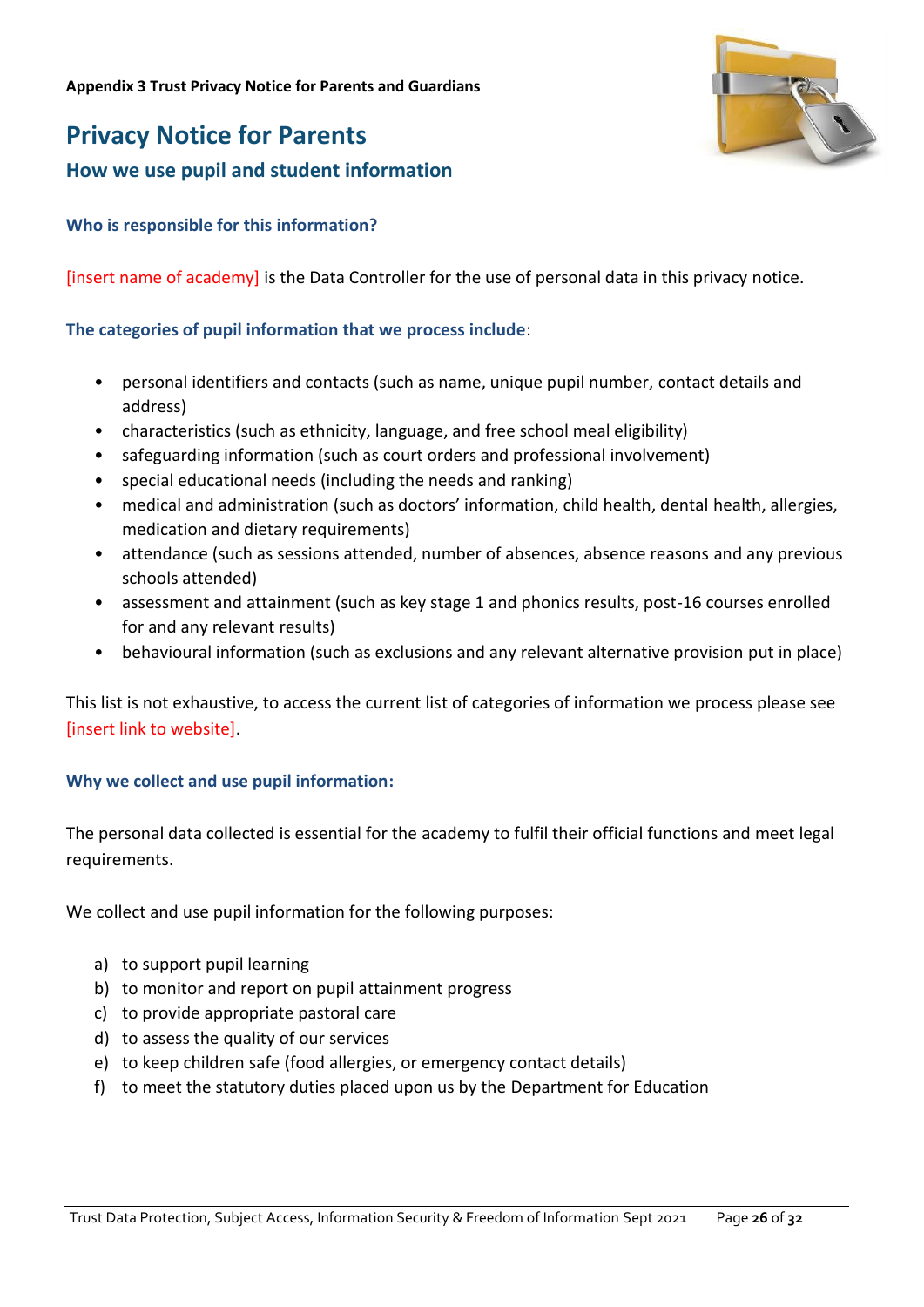**Appendix 3 Trust Privacy Notice for Parents and Guardians**

# Privacy Notice for Parents

## How we use pupil and student information

### Who is responsible for this information?

[insert name of academy] is the Data Controller for the use of personal data in this privacy notice.

### The categories of pupil information that we process include:

- personal identifiers and contacts (such as name, unique pupil number, contact details and address)
- characteristics (such as ethnicity, language, and free school meal eligibility)
- safeguarding information (such as court orders and professional involvement)
- special educational needs (including the needs and ranking)
- medical and administration (such as doctors' information, child health, dental health, allergies, medication and dietary requirements)
- attendance (such as sessions attended, number of absences, absence reasons and any previous schools attended)
- assessment and attainment (such as key stage 1 and phonics results, post-16 courses enrolled for and any relevant results)
- behavioural information (such as exclusions and any relevant alternative provision put in place)

This list is not exhaustive, to access the current list of categories of information we process please see [insert link to website].

### Why we collect and use pupil information:

The personal data collected is essential for the academy to fulfil their official functions and meet legal requirements.

We collect and use pupil information for the following purposes:

a) to support pupil learning
b) to monitor and report on pupil attainment progress
c) to provide appropriate pastoral care
d) to assess the quality of our services
e) to keep children safe (food allergies, or emergency contact details)
f) to meet the statutory duties placed upon us by the Department for Education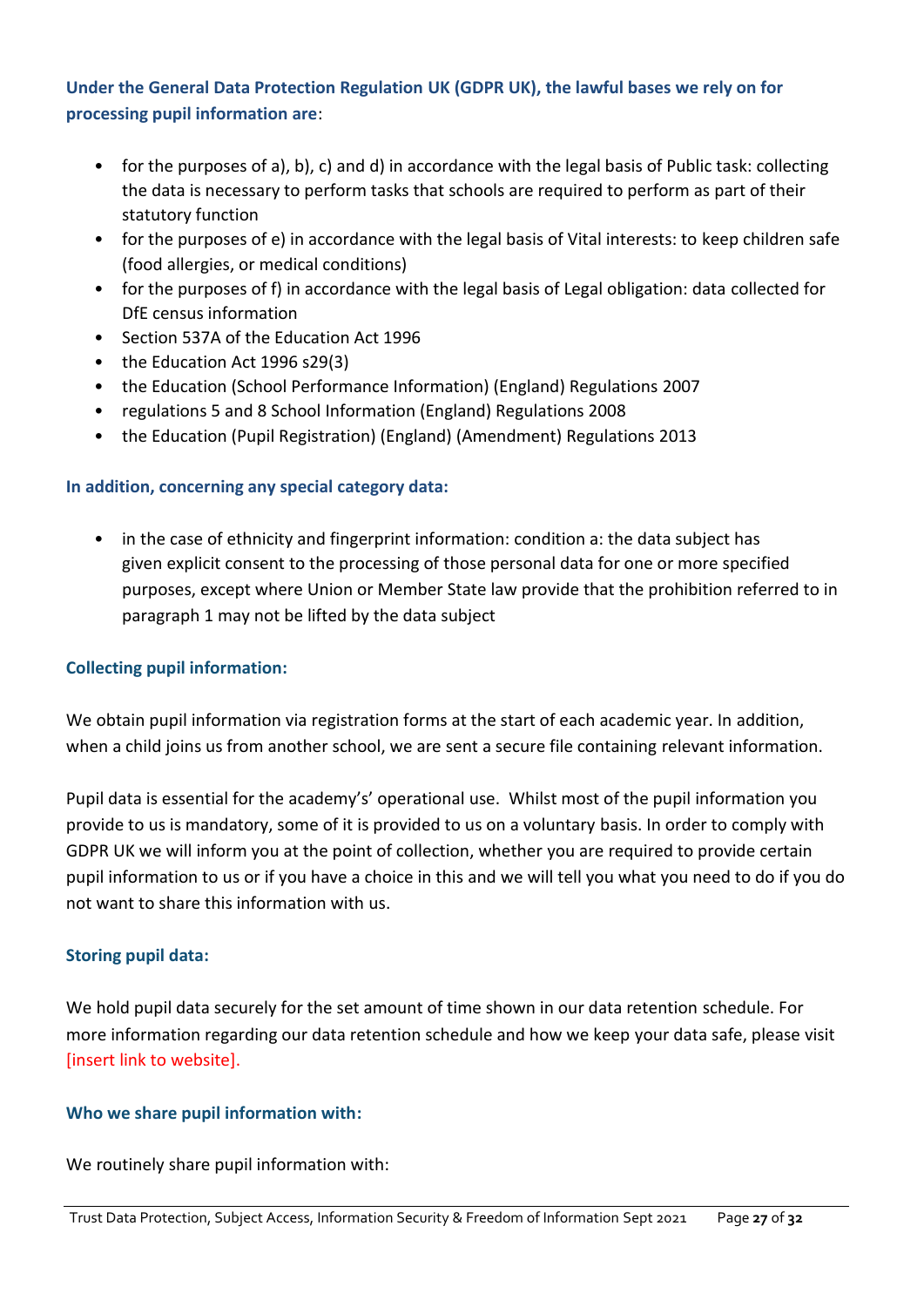### Under the General Data Protection Regulation UK (GDPR UK), the lawful bases we rely on for processing pupil information are:

- for the purposes of a), b), c) and d) in accordance with the legal basis of Public task: collecting the data is necessary to perform tasks that schools are required to perform as part of their statutory function
- for the purposes of e) in accordance with the legal basis of Vital interests: to keep children safe (food allergies, or medical conditions)
- for the purposes of f) in accordance with the legal basis of Legal obligation: data collected for DfE census information
- Section 537A of the Education Act 1996
- the Education Act 1996 s29(3)
- the Education (School Performance Information) (England) Regulations 2007
- regulations 5 and 8 School Information (England) Regulations 2008
- the Education (Pupil Registration) (England) (Amendment) Regulations 2013

### In addition, concerning any special category data:

- in the case of ethnicity and fingerprint information: condition a: the data subject has given explicit consent to the processing of those personal data for one or more specified purposes, except where Union or Member State law provide that the prohibition referred to in paragraph 1 may not be lifted by the data subject

### Collecting pupil information:

We obtain pupil information via registration forms at the start of each academic year. In addition, when a child joins us from another school, we are sent a secure file containing relevant information.

Pupil data is essential for the academy's' operational use. Whilst most of the pupil information you provide to us is mandatory, some of it is provided to us on a voluntary basis. In order to comply with GDPR UK we will inform you at the point of collection, whether you are required to provide certain pupil information to us or if you have a choice in this and we will tell you what you need to do if you do not want to share this information with us.

### Storing pupil data:

We hold pupil data securely for the set amount of time shown in our data retention schedule. For more information regarding our data retention schedule and how we keep your data safe, please visit [insert link to website].

### Who we share pupil information with:

We routinely share pupil information with: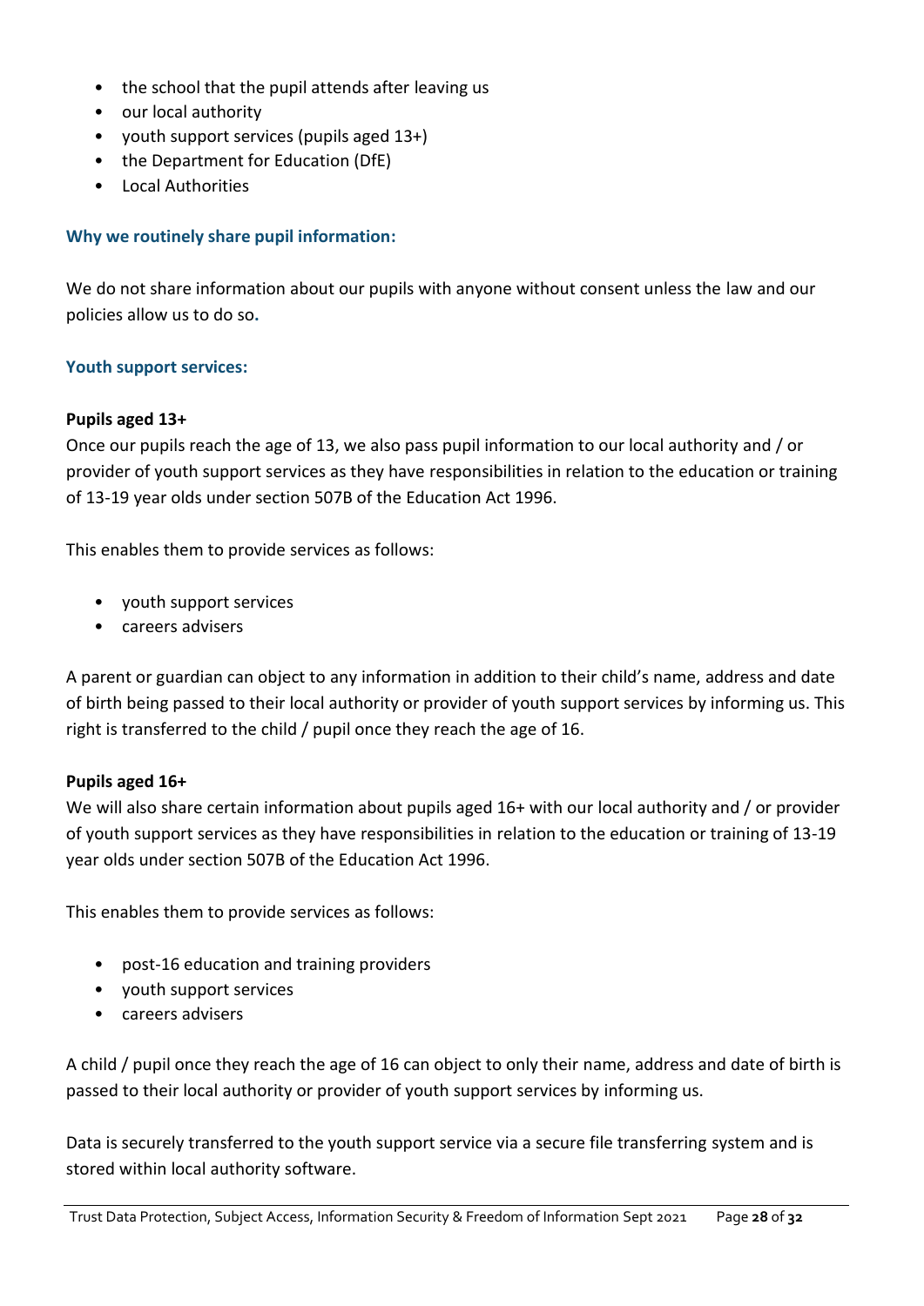- the school that the pupil attends after leaving us
- our local authority
- youth support services (pupils aged 13+)
- the Department for Education (DfE)
- Local Authorities

### Why we routinely share pupil information:

We do not share information about our pupils with anyone without consent unless the law and our policies allow us to do so.

### Youth support services:

**Pupils aged 13+**

Once our pupils reach the age of 13, we also pass pupil information to our local authority and / or provider of youth support services as they have responsibilities in relation to the education or training of 13-19 year olds under section 507B of the Education Act 1996.

This enables them to provide services as follows:

- youth support services
- careers advisers

A parent or guardian can object to any information in addition to their child's name, address and date of birth being passed to their local authority or provider of youth support services by informing us. This right is transferred to the child / pupil once they reach the age of 16.

**Pupils aged 16+**

We will also share certain information about pupils aged 16+ with our local authority and / or provider of youth support services as they have responsibilities in relation to the education or training of 13-19 year olds under section 507B of the Education Act 1996.

This enables them to provide services as follows:

- post-16 education and training providers
- youth support services
- careers advisers

A child / pupil once they reach the age of 16 can object to only their name, address and date of birth is passed to their local authority or provider of youth support services by informing us.

Data is securely transferred to the youth support service via a secure file transferring system and is stored within local authority software.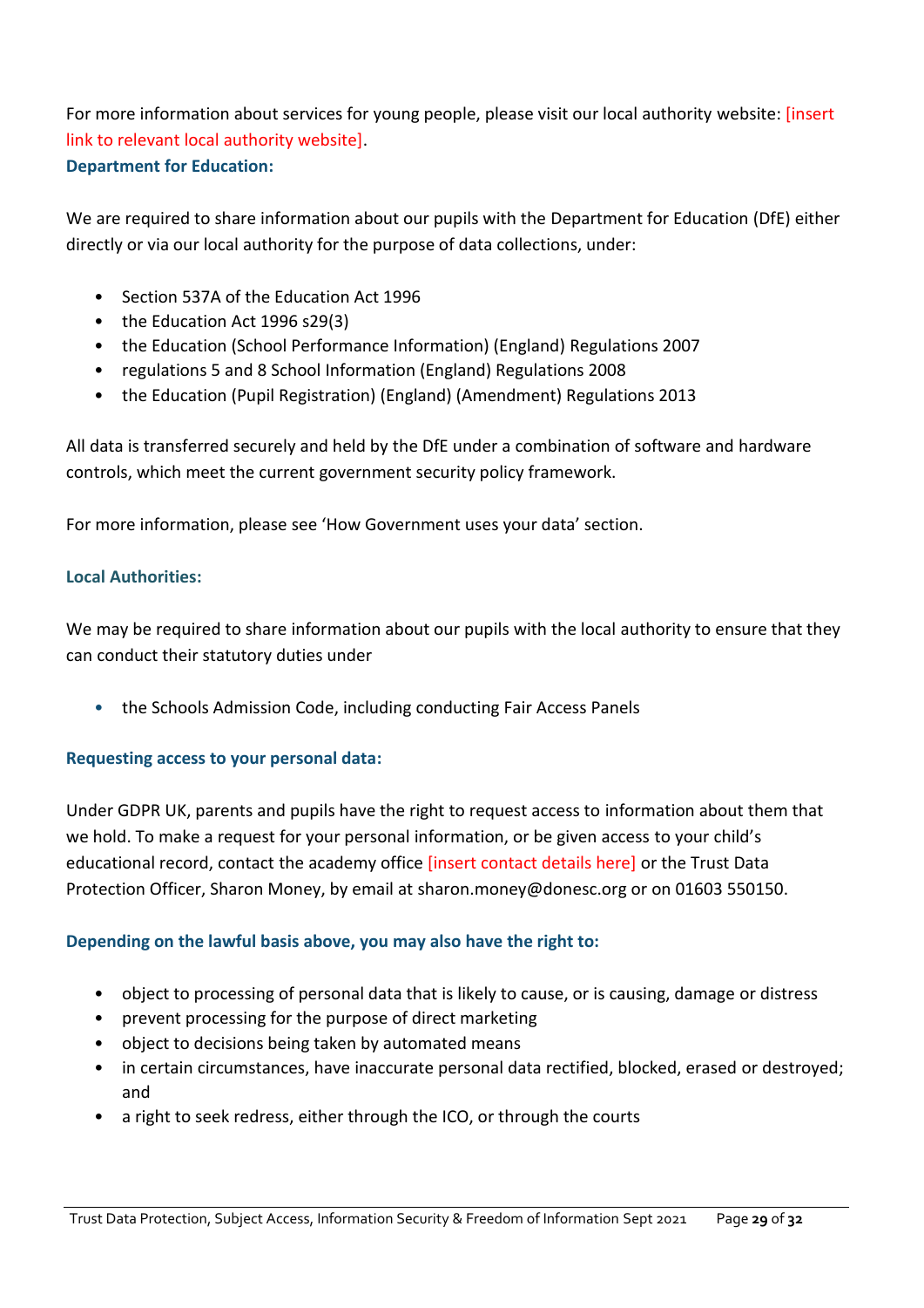For more information about services for young people, please visit our local authority website: [insert link to relevant local authority website].

**Department for Education:**

We are required to share information about our pupils with the Department for Education (DfE) either directly or via our local authority for the purpose of data collections, under:

- Section 537A of the Education Act 1996
- the Education Act 1996 s29(3)
- the Education (School Performance Information) (England) Regulations 2007
- regulations 5 and 8 School Information (England) Regulations 2008
- the Education (Pupil Registration) (England) (Amendment) Regulations 2013

All data is transferred securely and held by the DfE under a combination of software and hardware controls, which meet the current government security policy framework.

For more information, please see 'How Government uses your data' section.

**Local Authorities:**

We may be required to share information about our pupils with the local authority to ensure that they can conduct their statutory duties under

- the Schools Admission Code, including conducting Fair Access Panels

**Requesting access to your personal data:**

Under GDPR UK, parents and pupils have the right to request access to information about them that we hold. To make a request for your personal information, or be given access to your child's educational record, contact the academy office [insert contact details here] or the Trust Data Protection Officer, Sharon Money, by email at sharon.money@donesc.org or on 01603 550150.

**Depending on the lawful basis above, you may also have the right to:**

- object to processing of personal data that is likely to cause, or is causing, damage or distress
- prevent processing for the purpose of direct marketing
- object to decisions being taken by automated means
- in certain circumstances, have inaccurate personal data rectified, blocked, erased or destroyed; and
- a right to seek redress, either through the ICO, or through the courts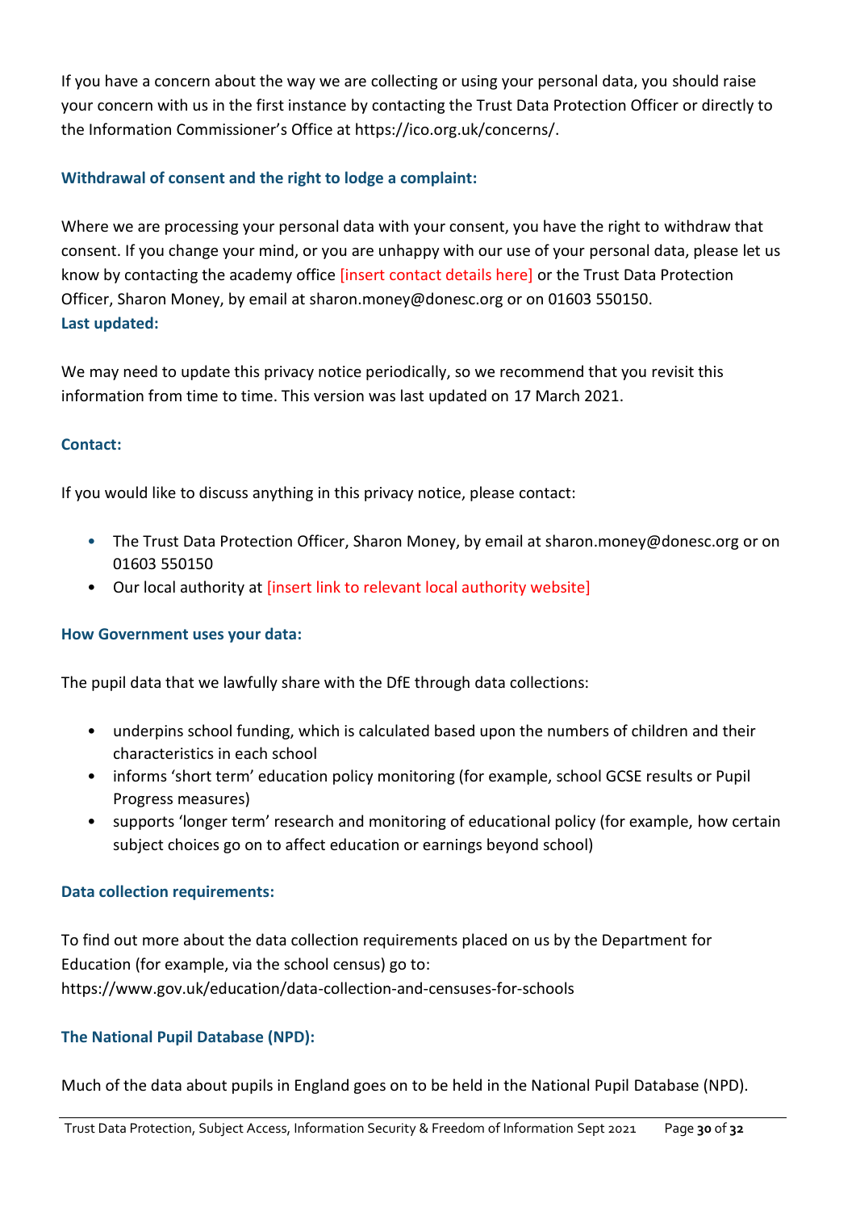If you have a concern about the way we are collecting or using your personal data, you should raise your concern with us in the first instance by contacting the Trust Data Protection Officer or directly to the Information Commissioner's Office at https://ico.org.uk/concerns/.

### Withdrawal of consent and the right to lodge a complaint:

Where we are processing your personal data with your consent, you have the right to withdraw that consent. If you change your mind, or you are unhappy with our use of your personal data, please let us know by contacting the academy office [insert contact details here] or the Trust Data Protection Officer, Sharon Money, by email at sharon.money@donesc.org or on 01603 550150.

### Last updated:

We may need to update this privacy notice periodically, so we recommend that you revisit this information from time to time. This version was last updated on 17 March 2021.

### Contact:

If you would like to discuss anything in this privacy notice, please contact:

- The Trust Data Protection Officer, Sharon Money, by email at sharon.money@donesc.org or on 01603 550150
- Our local authority at [insert link to relevant local authority website]

### How Government uses your data:

The pupil data that we lawfully share with the DfE through data collections:

- underpins school funding, which is calculated based upon the numbers of children and their characteristics in each school
- informs 'short term' education policy monitoring (for example, school GCSE results or Pupil Progress measures)
- supports 'longer term' research and monitoring of educational policy (for example, how certain subject choices go on to affect education or earnings beyond school)

### Data collection requirements:

To find out more about the data collection requirements placed on us by the Department for Education (for example, via the school census) go to:
https://www.gov.uk/education/data-collection-and-censuses-for-schools

### The National Pupil Database (NPD):

Much of the data about pupils in England goes on to be held in the National Pupil Database (NPD).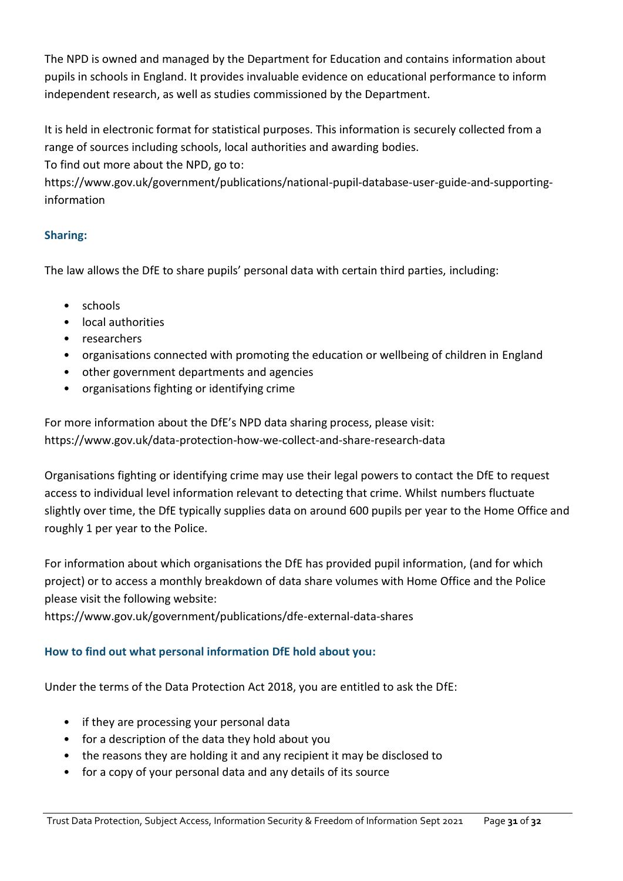The NPD is owned and managed by the Department for Education and contains information about pupils in schools in England. It provides invaluable evidence on educational performance to inform independent research, as well as studies commissioned by the Department.

It is held in electronic format for statistical purposes. This information is securely collected from a range of sources including schools, local authorities and awarding bodies.

To find out more about the NPD, go to:
https://www.gov.uk/government/publications/national-pupil-database-user-guide-and-supporting-information

### Sharing:

The law allows the DfE to share pupils' personal data with certain third parties, including:

- schools
- local authorities
- researchers
- organisations connected with promoting the education or wellbeing of children in England
- other government departments and agencies
- organisations fighting or identifying crime

For more information about the DfE's NPD data sharing process, please visit:
https://www.gov.uk/data-protection-how-we-collect-and-share-research-data

Organisations fighting or identifying crime may use their legal powers to contact the DfE to request access to individual level information relevant to detecting that crime. Whilst numbers fluctuate slightly over time, the DfE typically supplies data on around 600 pupils per year to the Home Office and roughly 1 per year to the Police.

For information about which organisations the DfE has provided pupil information, (and for which project) or to access a monthly breakdown of data share volumes with Home Office and the Police please visit the following website:
https://www.gov.uk/government/publications/dfe-external-data-shares

### How to find out what personal information DfE hold about you:

Under the terms of the Data Protection Act 2018, you are entitled to ask the DfE:

- if they are processing your personal data
- for a description of the data they hold about you
- the reasons they are holding it and any recipient it may be disclosed to
- for a copy of your personal data and any details of its source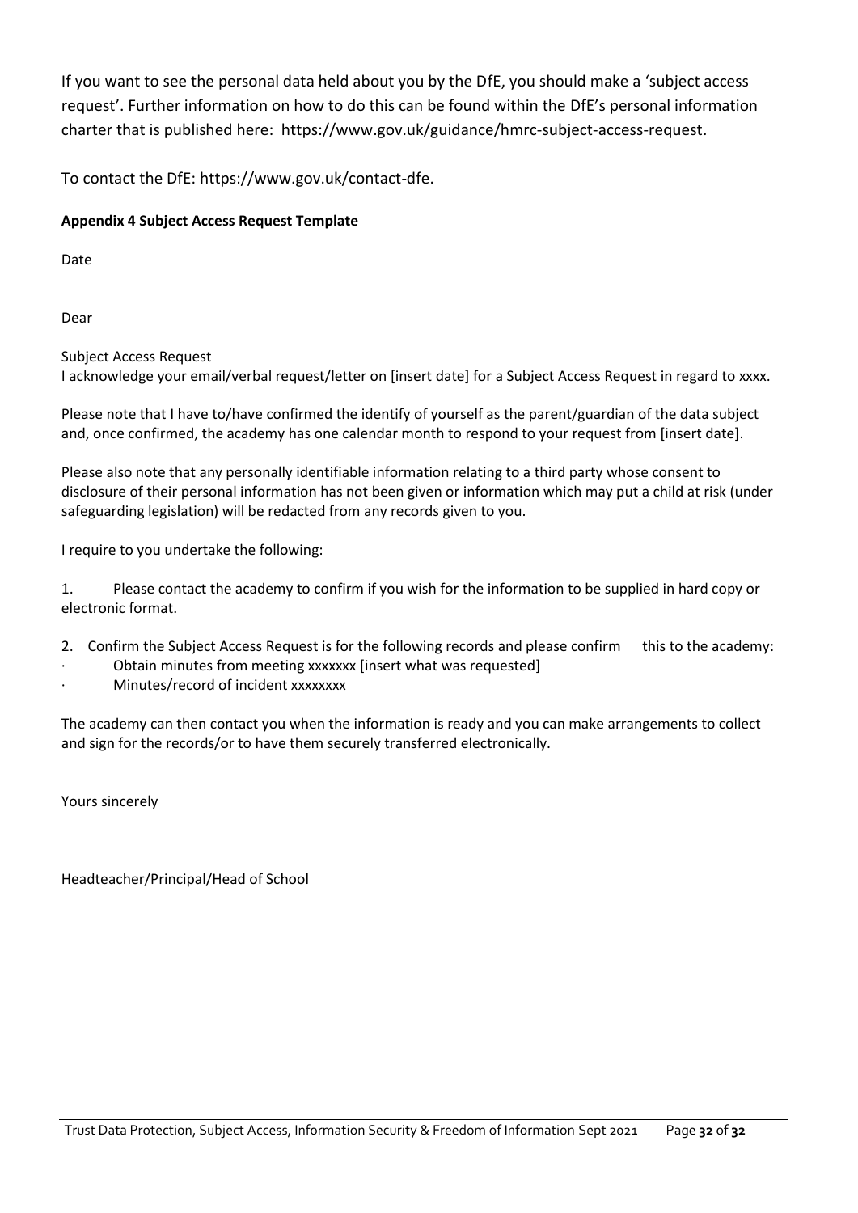If you want to see the personal data held about you by the DfE, you should make a 'subject access request'. Further information on how to do this can be found within the DfE's personal information charter that is published here: https://www.gov.uk/guidance/hmrc-subject-access-request.

To contact the DfE: https://www.gov.uk/contact-dfe.

**Appendix 4 Subject Access Request Template**

Date

Dear

Subject Access Request
I acknowledge your email/verbal request/letter on [insert date] for a Subject Access Request in regard to xxxx.

Please note that I have to/have confirmed the identify of yourself as the parent/guardian of the data subject and, once confirmed, the academy has one calendar month to respond to your request from [insert date].

Please also note that any personally identifiable information relating to a third party whose consent to disclosure of their personal information has not been given or information which may put a child at risk (under safeguarding legislation) will be redacted from any records given to you.

I require to you undertake the following:

1. Please contact the academy to confirm if you wish for the information to be supplied in hard copy or electronic format.

2. Confirm the Subject Access Request is for the following records and please confirm this to the academy:
   - Obtain minutes from meeting xxxxxxx [insert what was requested]
   - Minutes/record of incident xxxxxxxx

The academy can then contact you when the information is ready and you can make arrangements to collect and sign for the records/or to have them securely transferred electronically.

Yours sincerely

Headteacher/Principal/Head of School